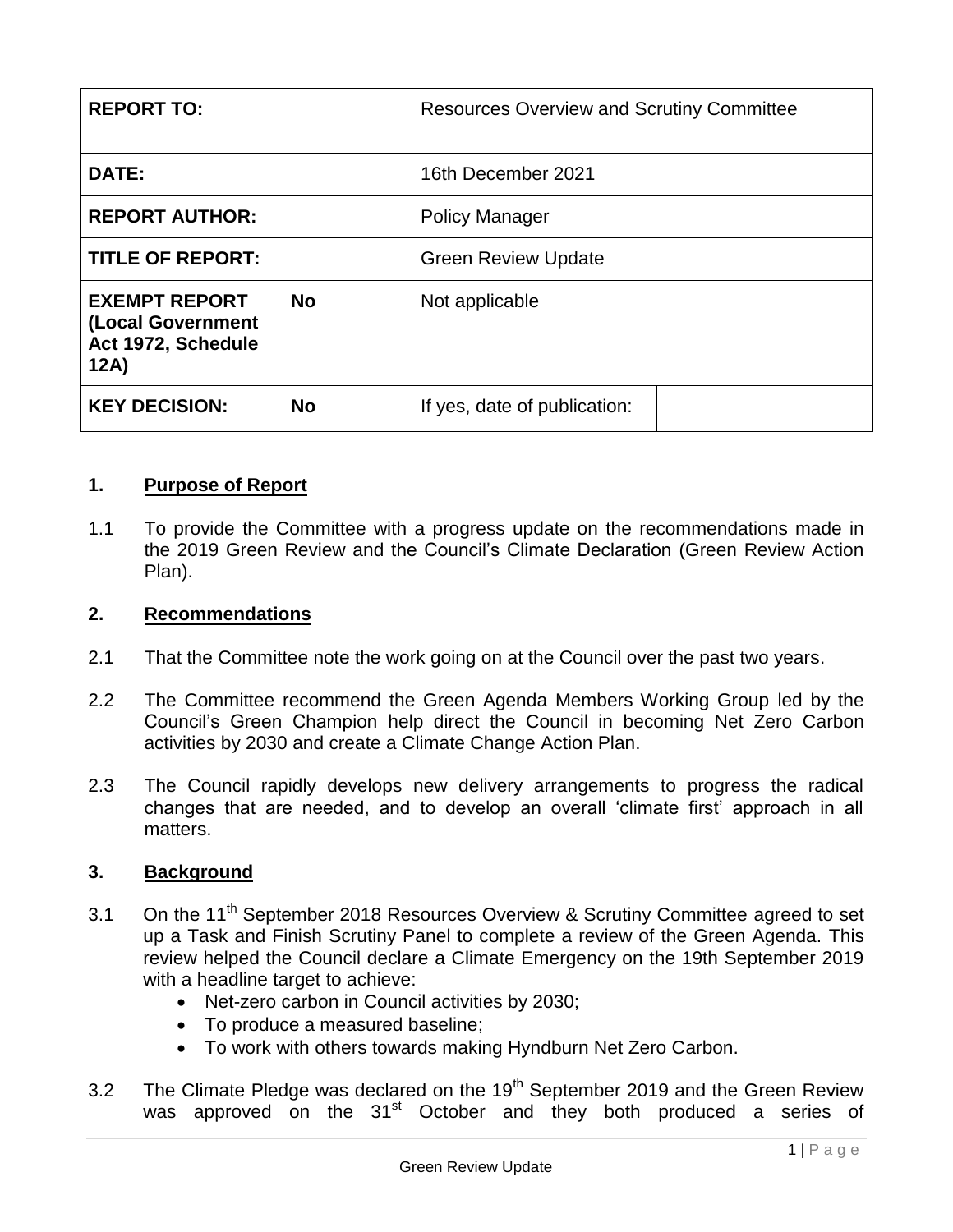| REPORT TO: | | Resources Overview and Scrutiny Committee | |
|---|---|---|---|
| DATE: | | 16th December 2021 | |
| REPORT AUTHOR: | | Policy Manager | |
| TITLE OF REPORT: | | Green Review Update | |
| EXEMPT REPORT (Local Government Act 1972, Schedule 12A) | No | Not applicable | |
| KEY DECISION: | No | If yes, date of publication: | |

## 1. Purpose of Report

1.1 To provide the Committee with a progress update on the recommendations made in the 2019 Green Review and the Council's Climate Declaration (Green Review Action Plan).

## 2. Recommendations

2.1 That the Committee note the work going on at the Council over the past two years.

2.2 The Committee recommend the Green Agenda Members Working Group led by the Council's Green Champion help direct the Council in becoming Net Zero Carbon activities by 2030 and create a Climate Change Action Plan.

2.3 The Council rapidly develops new delivery arrangements to progress the radical changes that are needed, and to develop an overall 'climate first' approach in all matters.

## 3. Background

3.1 On the 11th September 2018 Resources Overview & Scrutiny Committee agreed to set up a Task and Finish Scrutiny Panel to complete a review of the Green Agenda. This review helped the Council declare a Climate Emergency on the 19th September 2019 with a headline target to achieve:

- Net-zero carbon in Council activities by 2030;
- To produce a measured baseline;
- To work with others towards making Hyndburn Net Zero Carbon.

3.2 The Climate Pledge was declared on the 19th September 2019 and the Green Review was approved on the 31st October and they both produced a series of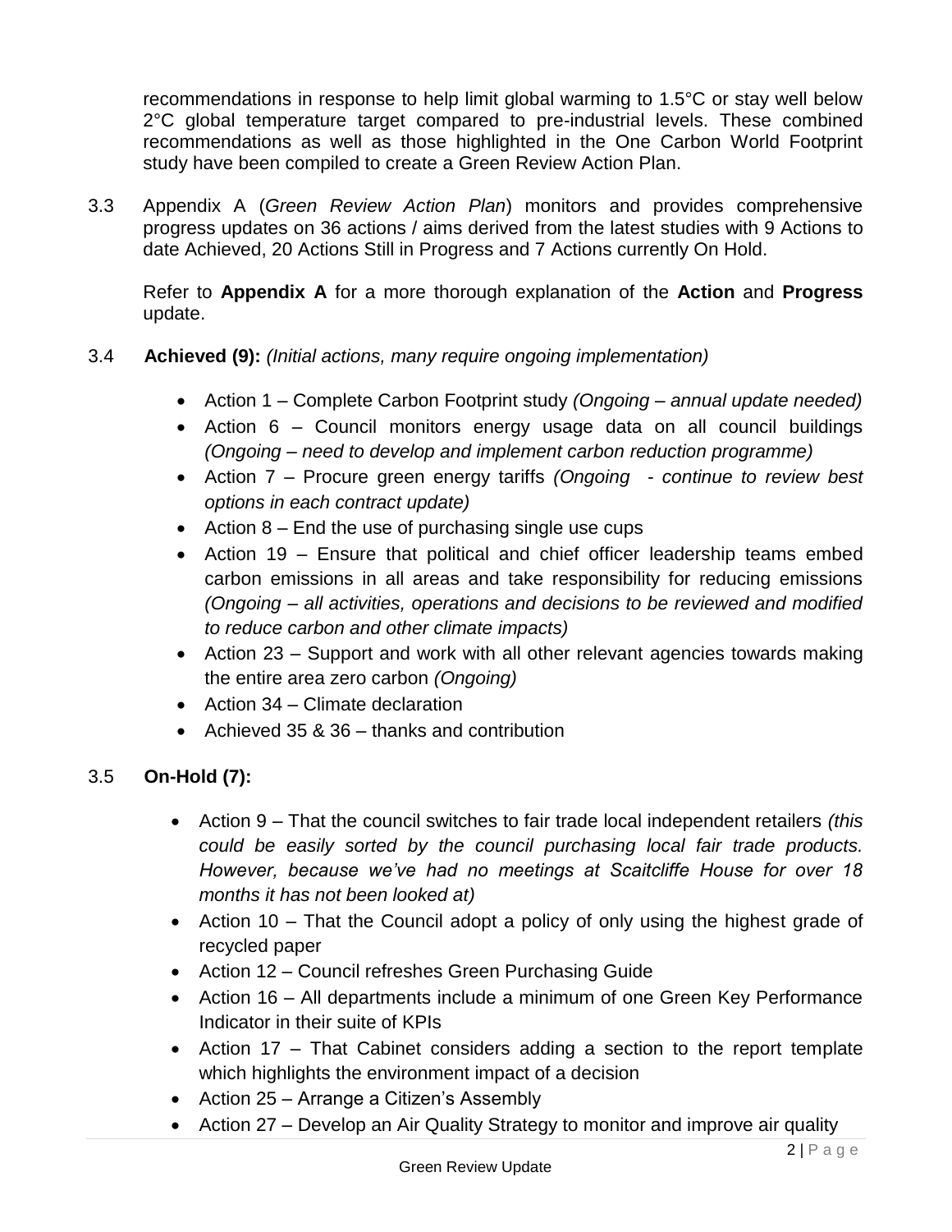recommendations in response to help limit global warming to 1.5°C or stay well below 2°C global temperature target compared to pre-industrial levels. These combined recommendations as well as those highlighted in the One Carbon World Footprint study have been compiled to create a Green Review Action Plan.

3.3 Appendix A (*Green Review Action Plan*) monitors and provides comprehensive progress updates on 36 actions / aims derived from the latest studies with 9 Actions to date Achieved, 20 Actions Still in Progress and 7 Actions currently On Hold.

Refer to **Appendix A** for a more thorough explanation of the **Action** and **Progress** update.

3.4 **Achieved (9):** *(Initial actions, many require ongoing implementation)*

- Action 1 – Complete Carbon Footprint study *(Ongoing – annual update needed)*
- Action 6 – Council monitors energy usage data on all council buildings *(Ongoing – need to develop and implement carbon reduction programme)*
- Action 7 – Procure green energy tariffs *(Ongoing - continue to review best options in each contract update)*
- Action 8 – End the use of purchasing single use cups
- Action 19 – Ensure that political and chief officer leadership teams embed carbon emissions in all areas and take responsibility for reducing emissions *(Ongoing – all activities, operations and decisions to be reviewed and modified to reduce carbon and other climate impacts)*
- Action 23 – Support and work with all other relevant agencies towards making the entire area zero carbon *(Ongoing)*
- Action 34 – Climate declaration
- Achieved 35 & 36 – thanks and contribution

3.5 **On-Hold (7):**

- Action 9 – That the council switches to fair trade local independent retailers *(this could be easily sorted by the council purchasing local fair trade products. However, because we've had no meetings at Scaitcliffe House for over 18 months it has not been looked at)*
- Action 10 – That the Council adopt a policy of only using the highest grade of recycled paper
- Action 12 – Council refreshes Green Purchasing Guide
- Action 16 – All departments include a minimum of one Green Key Performance Indicator in their suite of KPIs
- Action 17 – That Cabinet considers adding a section to the report template which highlights the environment impact of a decision
- Action 25 – Arrange a Citizen's Assembly
- Action 27 – Develop an Air Quality Strategy to monitor and improve air quality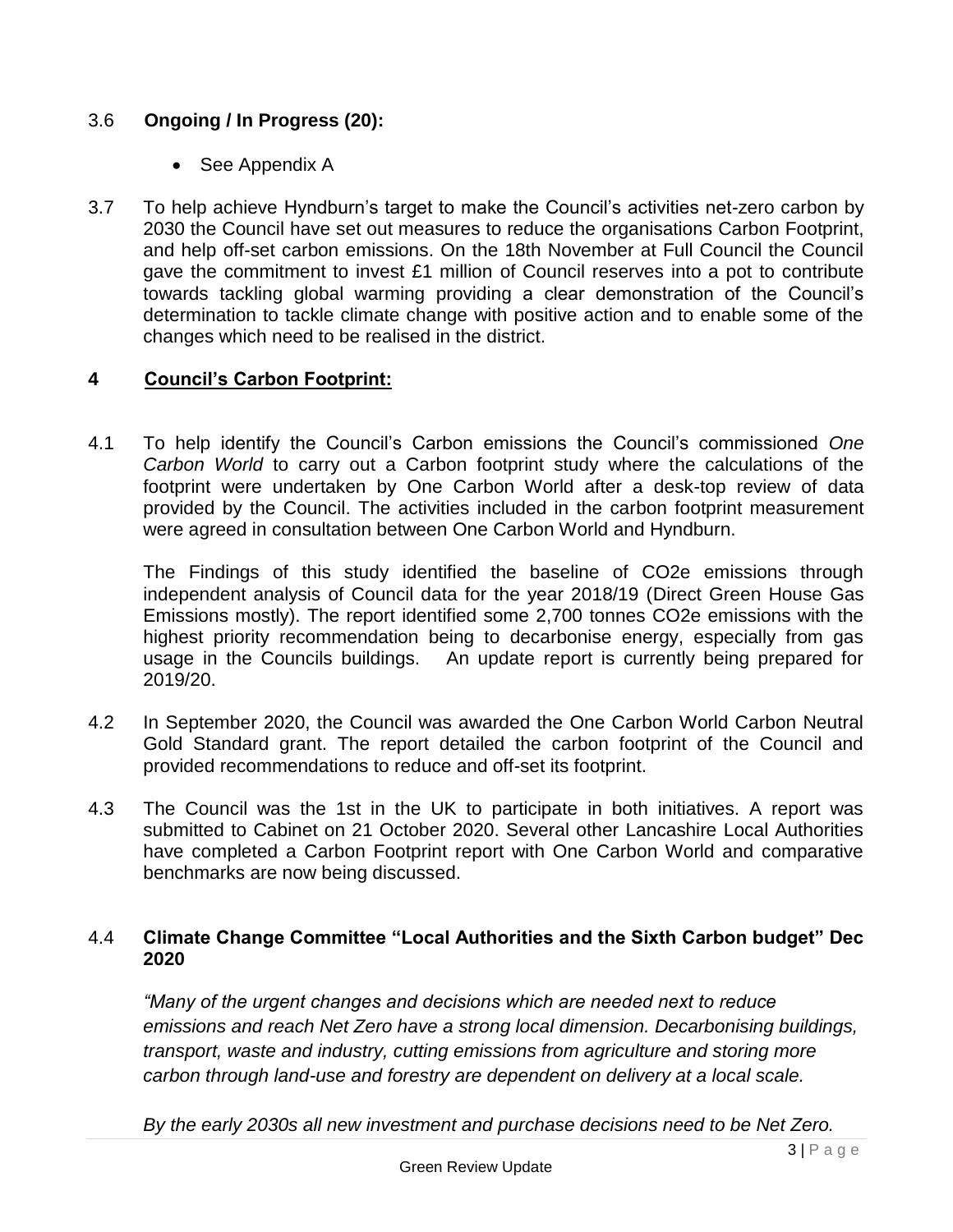### 3.6 **Ongoing / In Progress (20):**

- See Appendix A

3.7 To help achieve Hyndburn's target to make the Council's activities net-zero carbon by 2030 the Council have set out measures to reduce the organisations Carbon Footprint, and help off-set carbon emissions. On the 18th November at Full Council the Council gave the commitment to invest £1 million of Council reserves into a pot to contribute towards tackling global warming providing a clear demonstration of the Council's determination to tackle climate change with positive action and to enable some of the changes which need to be realised in the district.

## 4 Council's Carbon Footprint:

4.1 To help identify the Council's Carbon emissions the Council's commissioned *One Carbon World* to carry out a Carbon footprint study where the calculations of the footprint were undertaken by One Carbon World after a desk-top review of data provided by the Council. The activities included in the carbon footprint measurement were agreed in consultation between One Carbon World and Hyndburn.

The Findings of this study identified the baseline of $CO_2e$ emissions through independent analysis of Council data for the year 2018/19 (Direct Green House Gas Emissions mostly). The report identified some 2,700 tonnes $CO_2e$ emissions with the highest priority recommendation being to decarbonise energy, especially from gas usage in the Councils buildings. An update report is currently being prepared for 2019/20.

4.2 In September 2020, the Council was awarded the One Carbon World Carbon Neutral Gold Standard grant. The report detailed the carbon footprint of the Council and provided recommendations to reduce and off-set its footprint.

4.3 The Council was the 1st in the UK to participate in both initiatives. A report was submitted to Cabinet on 21 October 2020. Several other Lancashire Local Authorities have completed a Carbon Footprint report with One Carbon World and comparative benchmarks are now being discussed.

### 4.4 **Climate Change Committee "Local Authorities and the Sixth Carbon budget" Dec 2020**

*"Many of the urgent changes and decisions which are needed next to reduce emissions and reach Net Zero have a strong local dimension. Decarbonising buildings, transport, waste and industry, cutting emissions from agriculture and storing more carbon through land-use and forestry are dependent on delivery at a local scale.*

*By the early 2030s all new investment and purchase decisions need to be Net Zero.*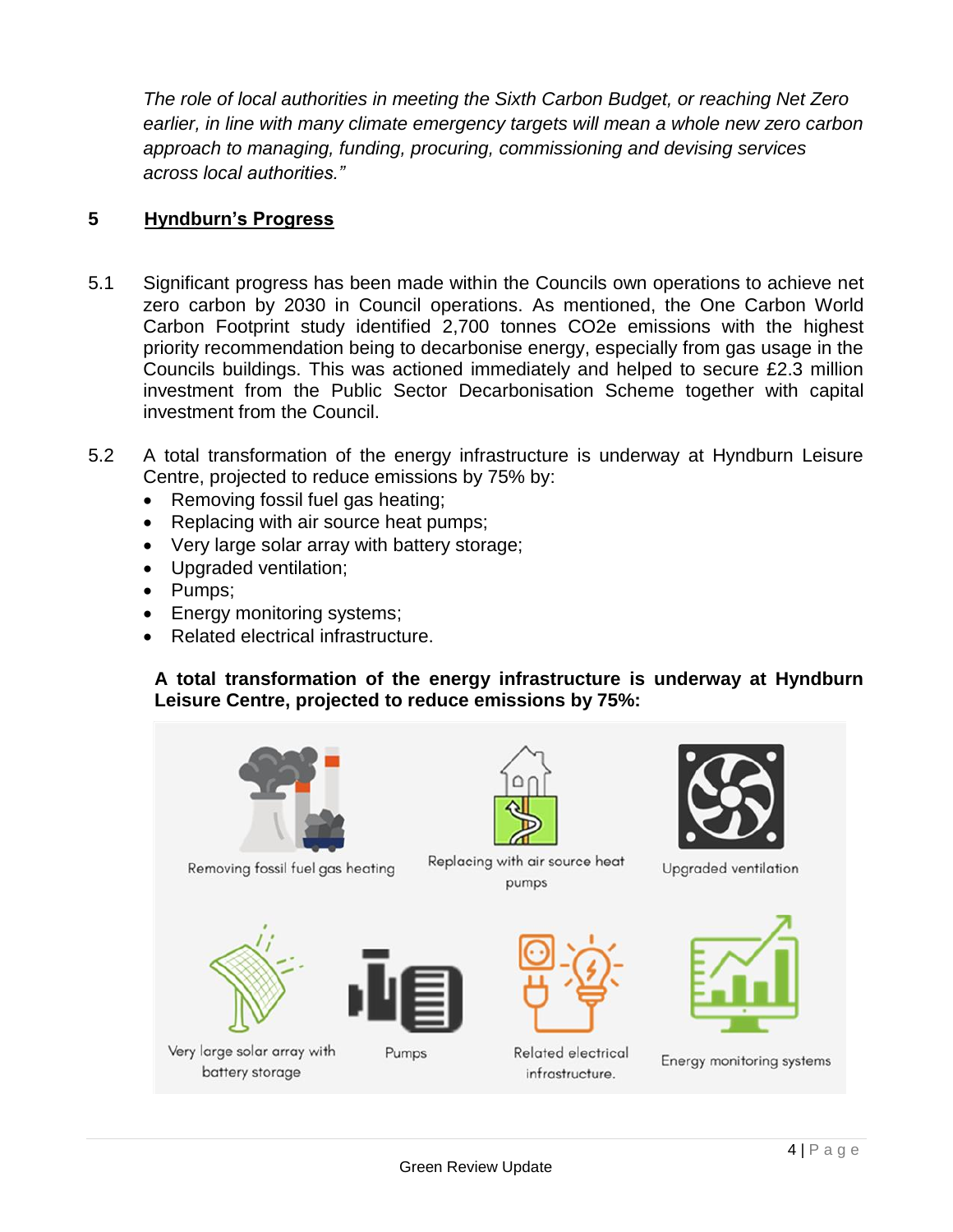*The role of local authorities in meeting the Sixth Carbon Budget, or reaching Net Zero earlier, in line with many climate emergency targets will mean a whole new zero carbon approach to managing, funding, procuring, commissioning and devising services across local authorities."*

## 5 Hyndburn's Progress

5.1 Significant progress has been made within the Councils own operations to achieve net zero carbon by 2030 in Council operations. As mentioned, the One Carbon World Carbon Footprint study identified 2,700 tonnes $CO_2e$ emissions with the highest priority recommendation being to decarbonise energy, especially from gas usage in the Councils buildings. This was actioned immediately and helped to secure £2.3 million investment from the Public Sector Decarbonisation Scheme together with capital investment from the Council.

5.2 A total transformation of the energy infrastructure is underway at Hyndburn Leisure Centre, projected to reduce emissions by 75% by:

- Removing fossil fuel gas heating;
- Replacing with air source heat pumps;
- Very large solar array with battery storage;
- Upgraded ventilation;
- Pumps;
- Energy monitoring systems;
- Related electrical infrastructure.

**A total transformation of the energy infrastructure is underway at Hyndburn Leisure Centre, projected to reduce emissions by 75%:**

Removing fossil fuel gas heating

Replacing with air source heat pumps

Upgraded ventilation

Very large solar array with battery storage

Pumps

Related electrical infrastructure.

Energy monitoring systems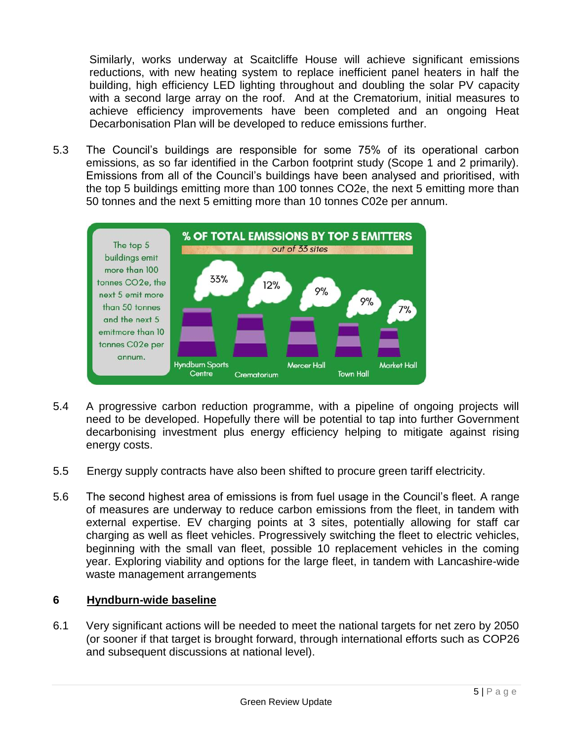Similarly, works underway at Scaitcliffe House will achieve significant emissions reductions, with new heating system to replace inefficient panel heaters in half the building, high efficiency LED lighting throughout and doubling the solar PV capacity with a second large array on the roof. And at the Crematorium, initial measures to achieve efficiency improvements have been completed and an ongoing Heat Decarbonisation Plan will be developed to reduce emissions further.

5.3 The Council's buildings are responsible for some 75% of its operational carbon emissions, as so far identified in the Carbon footprint study (Scope 1 and 2 primarily). Emissions from all of the Council's buildings have been analysed and prioritised, with the top 5 buildings emitting more than 100 tonnes $CO_2$e, the next 5 emitting more than 50 tonnes and the next 5 emitting more than 10 tonnes C02e per annum.

**% OF TOTAL EMISSIONS BY TOP 5 EMITTERS**

*out of 33 sites*

The top 5 buildings emit more than 100 tonnes $CO_2$e, the next 5 emit more than 50 tonnes and the next 5 emitmore than 10 tonnes C02e per annum.

| Site | % of total emissions |
|---|---|
| Hyndburn Sports Centre | 33% |
| Crematorium | 12% |
| Mercer Hall | 9% |
| Town Hall | 9% |
| Market Hall | 7% |

5.4 A progressive carbon reduction programme, with a pipeline of ongoing projects will need to be developed. Hopefully there will be potential to tap into further Government decarbonising investment plus energy efficiency helping to mitigate against rising energy costs.

5.5 Energy supply contracts have also been shifted to procure green tariff electricity.

5.6 The second highest area of emissions is from fuel usage in the Council's fleet. A range of measures are underway to reduce carbon emissions from the fleet, in tandem with external expertise. EV charging points at 3 sites, potentially allowing for staff car charging as well as fleet vehicles. Progressively switching the fleet to electric vehicles, beginning with the small van fleet, possible 10 replacement vehicles in the coming year. Exploring viability and options for the large fleet, in tandem with Lancashire-wide waste management arrangements

## 6 Hyndburn-wide baseline

6.1 Very significant actions will be needed to meet the national targets for net zero by 2050 (or sooner if that target is brought forward, through international efforts such as COP26 and subsequent discussions at national level).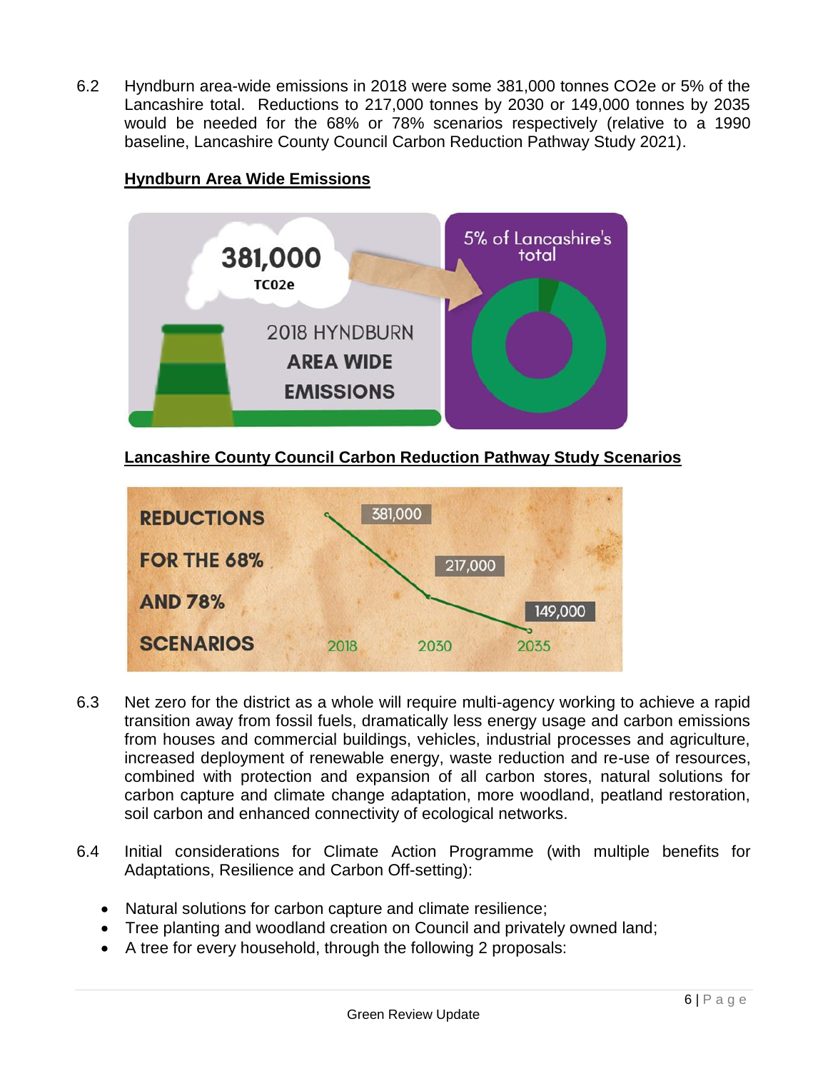6.2 Hyndburn area-wide emissions in 2018 were some 381,000 tonnes $CO_2e$ or 5% of the Lancashire total. Reductions to 217,000 tonnes by 2030 or 149,000 tonnes by 2035 would be needed for the 68% or 78% scenarios respectively (relative to a 1990 baseline, Lancashire County Council Carbon Reduction Pathway Study 2021).

**Hyndburn Area Wide Emissions**

381,000 TC02e

2018 HYNDBURN **AREA WIDE EMISSIONS**

5% of Lancashire's total

**Lancashire County Council Carbon Reduction Pathway Study Scenarios**

**REDUCTIONS FOR THE 68% AND 78% SCENARIOS**

| 2018 | 2030 | 2035 |
|---|---|---|
| 381,000 | 217,000 | 149,000 |

6.3 Net zero for the district as a whole will require multi-agency working to achieve a rapid transition away from fossil fuels, dramatically less energy usage and carbon emissions from houses and commercial buildings, vehicles, industrial processes and agriculture, increased deployment of renewable energy, waste reduction and re-use of resources, combined with protection and expansion of all carbon stores, natural solutions for carbon capture and climate change adaptation, more woodland, peatland restoration, soil carbon and enhanced connectivity of ecological networks.

6.4 Initial considerations for Climate Action Programme (with multiple benefits for Adaptations, Resilience and Carbon Off-setting):

- Natural solutions for carbon capture and climate resilience;
- Tree planting and woodland creation on Council and privately owned land;
- A tree for every household, through the following 2 proposals: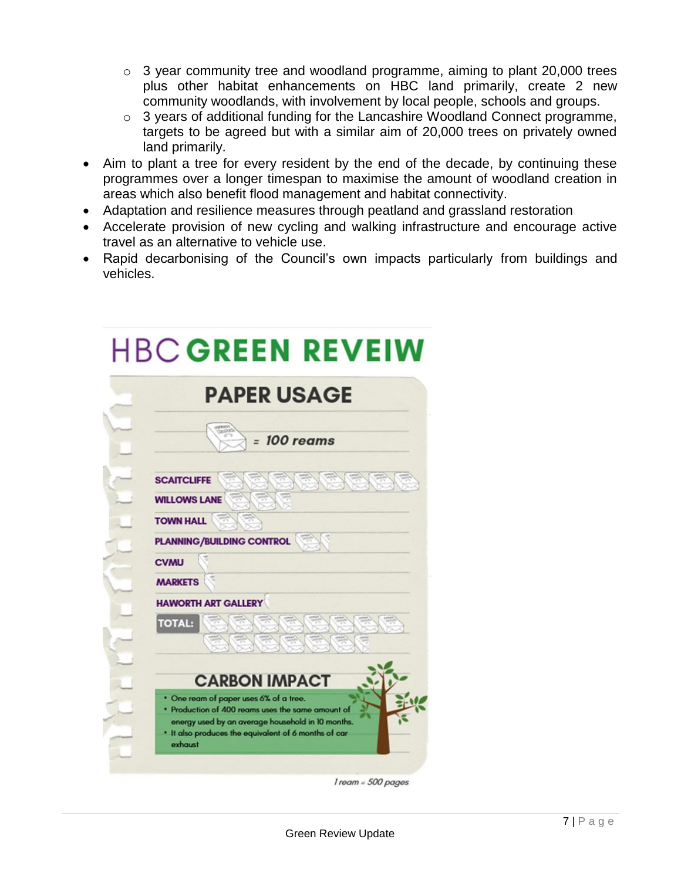- 3 year community tree and woodland programme, aiming to plant 20,000 trees plus other habitat enhancements on HBC land primarily, create 2 new community woodlands, with involvement by local people, schools and groups.
  - 3 years of additional funding for the Lancashire Woodland Connect programme, targets to be agreed but with a similar aim of 20,000 trees on privately owned land primarily.
- Aim to plant a tree for every resident by the end of the decade, by continuing these programmes over a longer timespan to maximise the amount of woodland creation in areas which also benefit flood management and habitat connectivity.
- Adaptation and resilience measures through peatland and grassland restoration
- Accelerate provision of new cycling and walking infrastructure and encourage active travel as an alternative to vehicle use.
- Rapid decarbonising of the Council's own impacts particularly from buildings and vehicles.

# HBC GREEN REVEIW

## PAPER USAGE

= 100 reams

SCAITCLIFFE

WILLOWS LANE

TOWN HALL

PLANNING/BUILDING CONTROL

CVMU

MARKETS

HAWORTH ART GALLERY

TOTAL:

## CARBON IMPACT

- One ream of paper uses 6% of a tree.
- Production of 400 reams uses the same amount of energy used by an average household in 10 months.
- It also produces the equivalent of 6 months of car exhaust

*1 ream = 500 pages*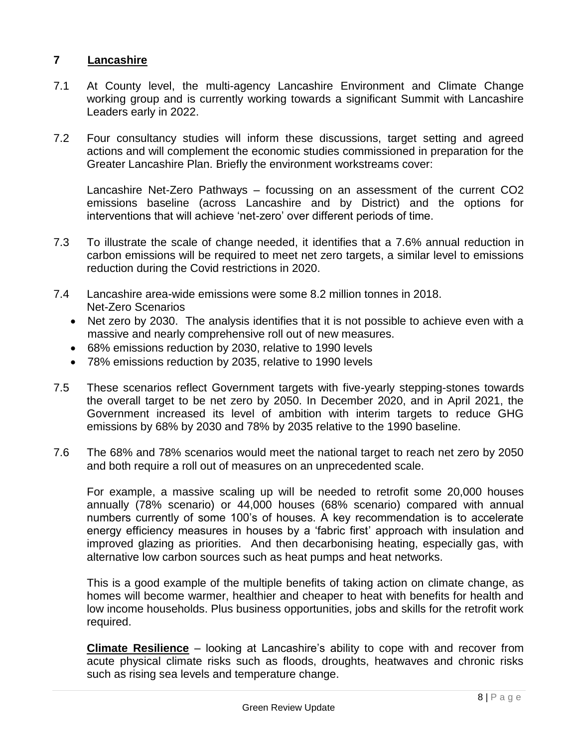## 7 Lancashire

7.1 At County level, the multi-agency Lancashire Environment and Climate Change working group and is currently working towards a significant Summit with Lancashire Leaders early in 2022.

7.2 Four consultancy studies will inform these discussions, target setting and agreed actions and will complement the economic studies commissioned in preparation for the Greater Lancashire Plan. Briefly the environment workstreams cover:

Lancashire Net-Zero Pathways – focussing on an assessment of the current $CO_2$ emissions baseline (across Lancashire and by District) and the options for interventions that will achieve 'net-zero' over different periods of time.

7.3 To illustrate the scale of change needed, it identifies that a 7.6% annual reduction in carbon emissions will be required to meet net zero targets, a similar level to emissions reduction during the Covid restrictions in 2020.

7.4 Lancashire area-wide emissions were some 8.2 million tonnes in 2018.
Net-Zero Scenarios

- Net zero by 2030. The analysis identifies that it is not possible to achieve even with a massive and nearly comprehensive roll out of new measures.
- 68% emissions reduction by 2030, relative to 1990 levels
- 78% emissions reduction by 2035, relative to 1990 levels

7.5 These scenarios reflect Government targets with five-yearly stepping-stones towards the overall target to be net zero by 2050. In December 2020, and in April 2021, the Government increased its level of ambition with interim targets to reduce GHG emissions by 68% by 2030 and 78% by 2035 relative to the 1990 baseline.

7.6 The 68% and 78% scenarios would meet the national target to reach net zero by 2050 and both require a roll out of measures on an unprecedented scale.

For example, a massive scaling up will be needed to retrofit some 20,000 houses annually (78% scenario) or 44,000 houses (68% scenario) compared with annual numbers currently of some 100's of houses. A key recommendation is to accelerate energy efficiency measures in houses by a 'fabric first' approach with insulation and improved glazing as priorities. And then decarbonising heating, especially gas, with alternative low carbon sources such as heat pumps and heat networks.

This is a good example of the multiple benefits of taking action on climate change, as homes will become warmer, healthier and cheaper to heat with benefits for health and low income households. Plus business opportunities, jobs and skills for the retrofit work required.

**Climate Resilience** – looking at Lancashire's ability to cope with and recover from acute physical climate risks such as floods, droughts, heatwaves and chronic risks such as rising sea levels and temperature change.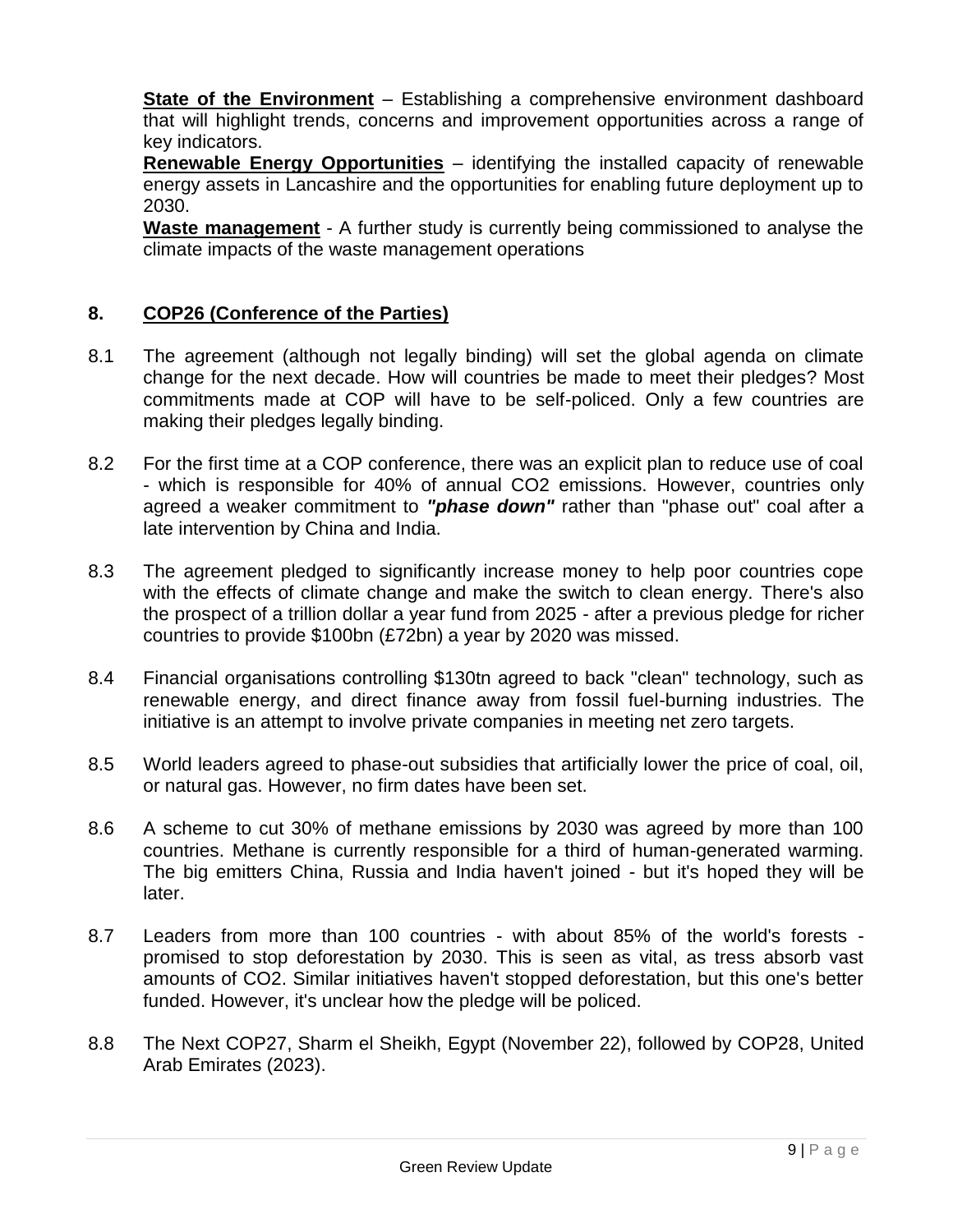**State of the Environment** – Establishing a comprehensive environment dashboard that will highlight trends, concerns and improvement opportunities across a range of key indicators.

**Renewable Energy Opportunities** – identifying the installed capacity of renewable energy assets in Lancashire and the opportunities for enabling future deployment up to 2030.

**Waste management** - A further study is currently being commissioned to analyse the climate impacts of the waste management operations

## 8. COP26 (Conference of the Parties)

8.1 The agreement (although not legally binding) will set the global agenda on climate change for the next decade. How will countries be made to meet their pledges? Most commitments made at COP will have to be self-policed. Only a few countries are making their pledges legally binding.

8.2 For the first time at a COP conference, there was an explicit plan to reduce use of coal - which is responsible for 40% of annual $CO_2$ emissions. However, countries only agreed a weaker commitment to ***"phase down"*** rather than "phase out" coal after a late intervention by China and India.

8.3 The agreement pledged to significantly increase money to help poor countries cope with the effects of climate change and make the switch to clean energy. There's also the prospect of a trillion dollar a year fund from 2025 - after a previous pledge for richer countries to provide $100bn (£72bn) a year by 2020 was missed.

8.4 Financial organisations controlling $130tn agreed to back "clean" technology, such as renewable energy, and direct finance away from fossil fuel-burning industries. The initiative is an attempt to involve private companies in meeting net zero targets.

8.5 World leaders agreed to phase-out subsidies that artificially lower the price of coal, oil, or natural gas. However, no firm dates have been set.

8.6 A scheme to cut 30% of methane emissions by 2030 was agreed by more than 100 countries. Methane is currently responsible for a third of human-generated warming. The big emitters China, Russia and India haven't joined - but it's hoped they will be later.

8.7 Leaders from more than 100 countries - with about 85% of the world's forests - promised to stop deforestation by 2030. This is seen as vital, as tress absorb vast amounts of $CO_2$. Similar initiatives haven't stopped deforestation, but this one's better funded. However, it's unclear how the pledge will be policed.

8.8 The Next COP27, Sharm el Sheikh, Egypt (November 22), followed by COP28, United Arab Emirates (2023).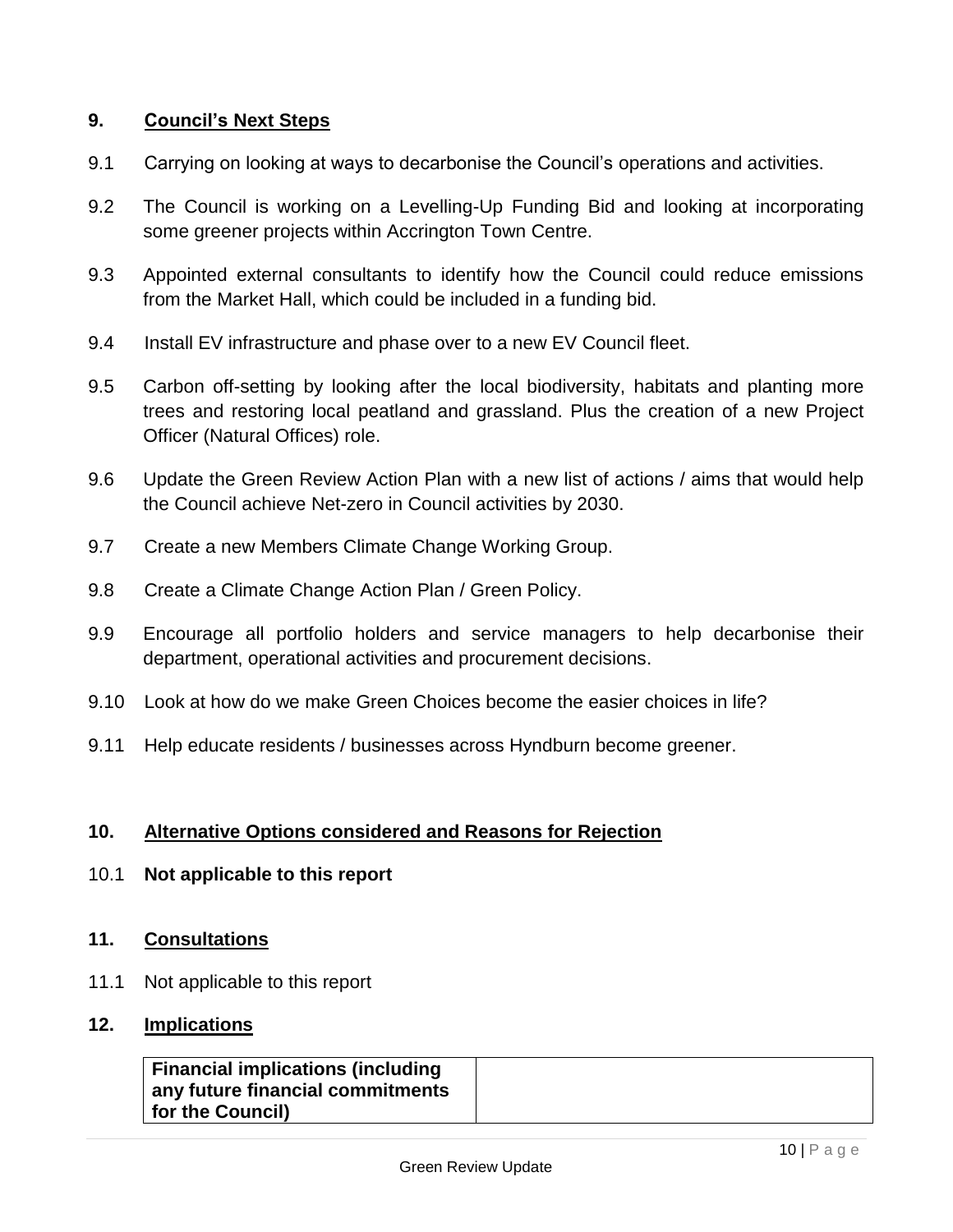## 9. Council's Next Steps

9.1 Carrying on looking at ways to decarbonise the Council's operations and activities.

9.2 The Council is working on a Levelling-Up Funding Bid and looking at incorporating some greener projects within Accrington Town Centre.

9.3 Appointed external consultants to identify how the Council could reduce emissions from the Market Hall, which could be included in a funding bid.

9.4 Install EV infrastructure and phase over to a new EV Council fleet.

9.5 Carbon off-setting by looking after the local biodiversity, habitats and planting more trees and restoring local peatland and grassland. Plus the creation of a new Project Officer (Natural Offices) role.

9.6 Update the Green Review Action Plan with a new list of actions / aims that would help the Council achieve Net-zero in Council activities by 2030.

9.7 Create a new Members Climate Change Working Group.

9.8 Create a Climate Change Action Plan / Green Policy.

9.9 Encourage all portfolio holders and service managers to help decarbonise their department, operational activities and procurement decisions.

9.10 Look at how do we make Green Choices become the easier choices in life?

9.11 Help educate residents / businesses across Hyndburn become greener.

## 10. Alternative Options considered and Reasons for Rejection

10.1 **Not applicable to this report**

## 11. Consultations

11.1 Not applicable to this report

## 12. Implications

| **Financial implications (including any future financial commitments for the Council)** | |
|---|---|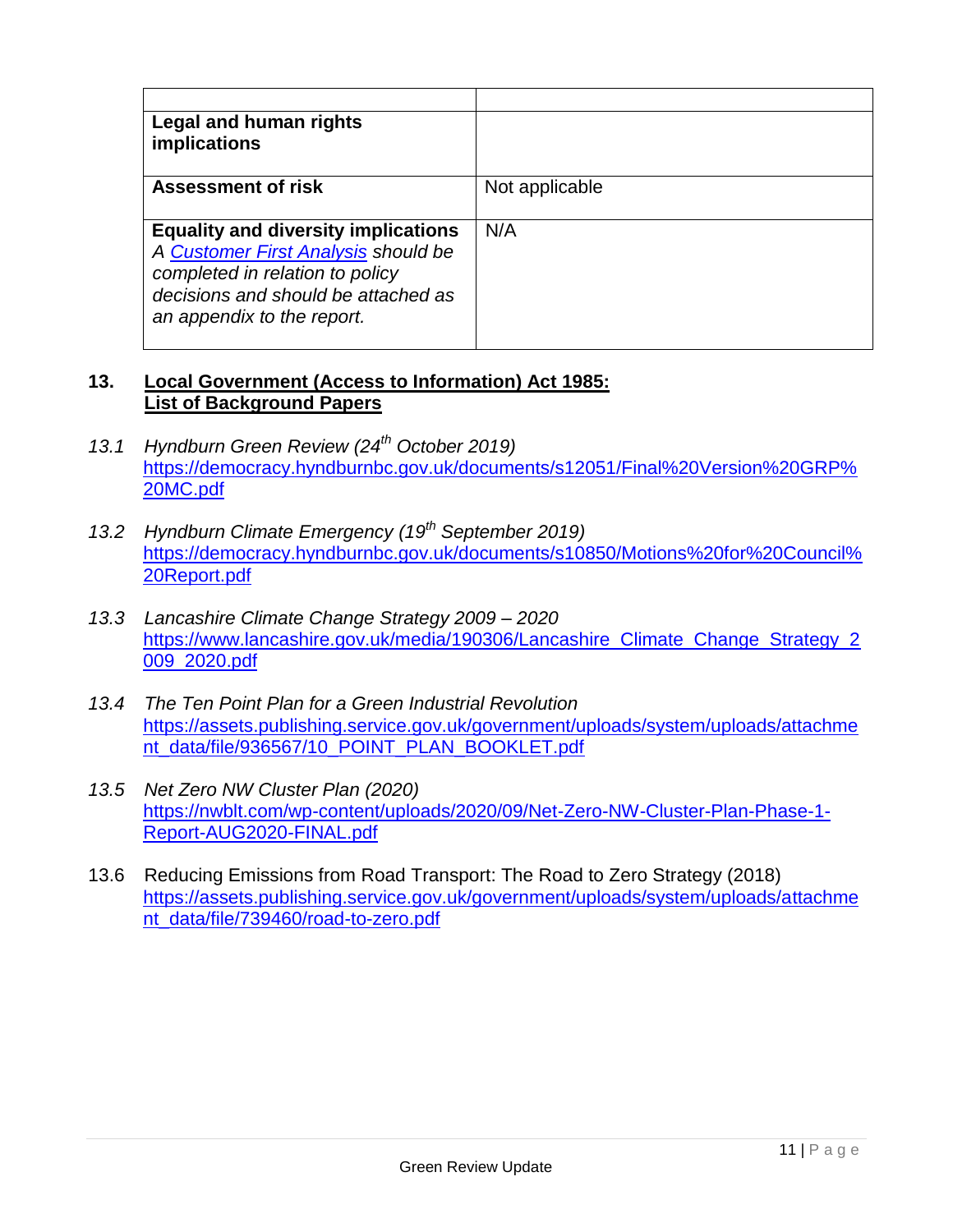| | |
|---|---|
| **Legal and human rights implications** | |
| **Assessment of risk** | Not applicable |
| **Equality and diversity implications** *A Customer First Analysis should be completed in relation to policy decisions and should be attached as an appendix to the report.* | N/A |

## 13. Local Government (Access to Information) Act 1985: List of Background Papers

13.1 *Hyndburn Green Review (24th October 2019)*
https://democracy.hyndburnbc.gov.uk/documents/s12051/Final%20Version%20GRP%20MC.pdf

13.2 *Hyndburn Climate Emergency (19th September 2019)*
https://democracy.hyndburnbc.gov.uk/documents/s10850/Motions%20for%20Council%20Report.pdf

13.3 *Lancashire Climate Change Strategy 2009 – 2020*
https://www.lancashire.gov.uk/media/190306/Lancashire_Climate_Change_Strategy_2009_2020.pdf

13.4 *The Ten Point Plan for a Green Industrial Revolution*
https://assets.publishing.service.gov.uk/government/uploads/system/uploads/attachment_data/file/936567/10_POINT_PLAN_BOOKLET.pdf

13.5 *Net Zero NW Cluster Plan (2020)*
https://nwblt.com/wp-content/uploads/2020/09/Net-Zero-NW-Cluster-Plan-Phase-1-Report-AUG2020-FINAL.pdf

13.6 Reducing Emissions from Road Transport: The Road to Zero Strategy (2018)
https://assets.publishing.service.gov.uk/government/uploads/system/uploads/attachment_data/file/739460/road-to-zero.pdf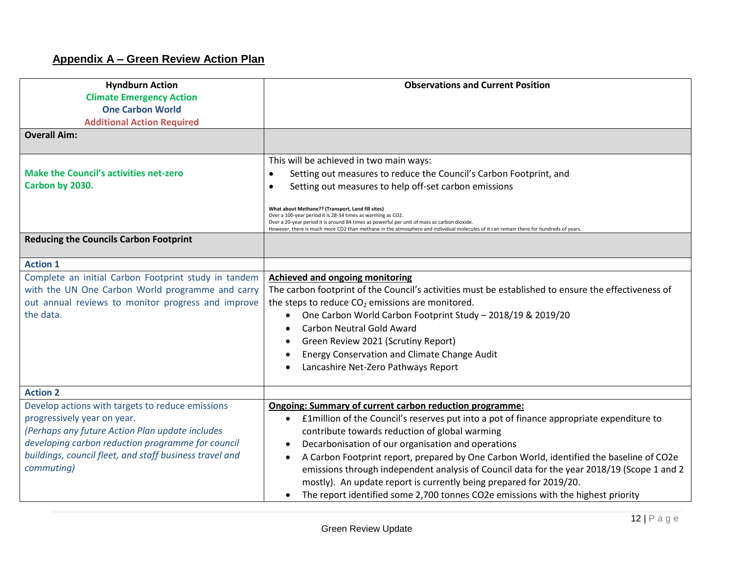## Appendix A – Green Review Action Plan

| Hyndburn Action<br>Climate Emergency Action<br>One Carbon World<br>Additional Action Required | Observations and Current Position |
|---|---|
| **Overall Aim:** | |
| **Make the Council's activities net-zero Carbon by 2030.** | This will be achieved in two main ways:<br>• Setting out measures to reduce the Council's Carbon Footprint, and<br>• Setting out measures to help off-set carbon emissions<br><br>**What about Methane?? (Transport, Land fill sites)**<br>Over a 100-year period it is 28-34 times as warming as CO2.<br>Over a 20-year period it is around 84 times as powerful per unit of mass as carbon dioxide.<br>However, there is much more CO2 than methane in the atmosphere and individual molecules of it can remain there for hundreds of years. |
| **Reducing the Councils Carbon Footprint** | |
| **Action 1** | |
| Complete an initial Carbon Footprint study in tandem with the UN One Carbon World programme and carry out annual reviews to monitor progress and improve the data. | **Achieved and ongoing monitoring**<br>The carbon footprint of the Council's activities must be established to ensure the effectiveness of the steps to reduce $CO_2$ emissions are monitored.<br>• One Carbon World Carbon Footprint Study – 2018/19 & 2019/20<br>• Carbon Neutral Gold Award<br>• Green Review 2021 (Scrutiny Report)<br>• Energy Conservation and Climate Change Audit<br>• Lancashire Net-Zero Pathways Report |
| **Action 2** | |
| Develop actions with targets to reduce emissions progressively year on year.<br>*(Perhaps any future Action Plan update includes developing carbon reduction programme for council buildings, council fleet, and staff business travel and commuting)* | **Ongoing: Summary of current carbon reduction programme:**<br>• £1million of the Council's reserves put into a pot of finance appropriate expenditure to contribute towards reduction of global warming<br>• Decarbonisation of our organisation and operations<br>• A Carbon Footprint report, prepared by One Carbon World, identified the baseline of CO2e emissions through independent analysis of Council data for the year 2018/19 (Scope 1 and 2 mostly). An update report is currently being prepared for 2019/20.<br>• The report identified some 2,700 tonnes CO2e emissions with the highest priority |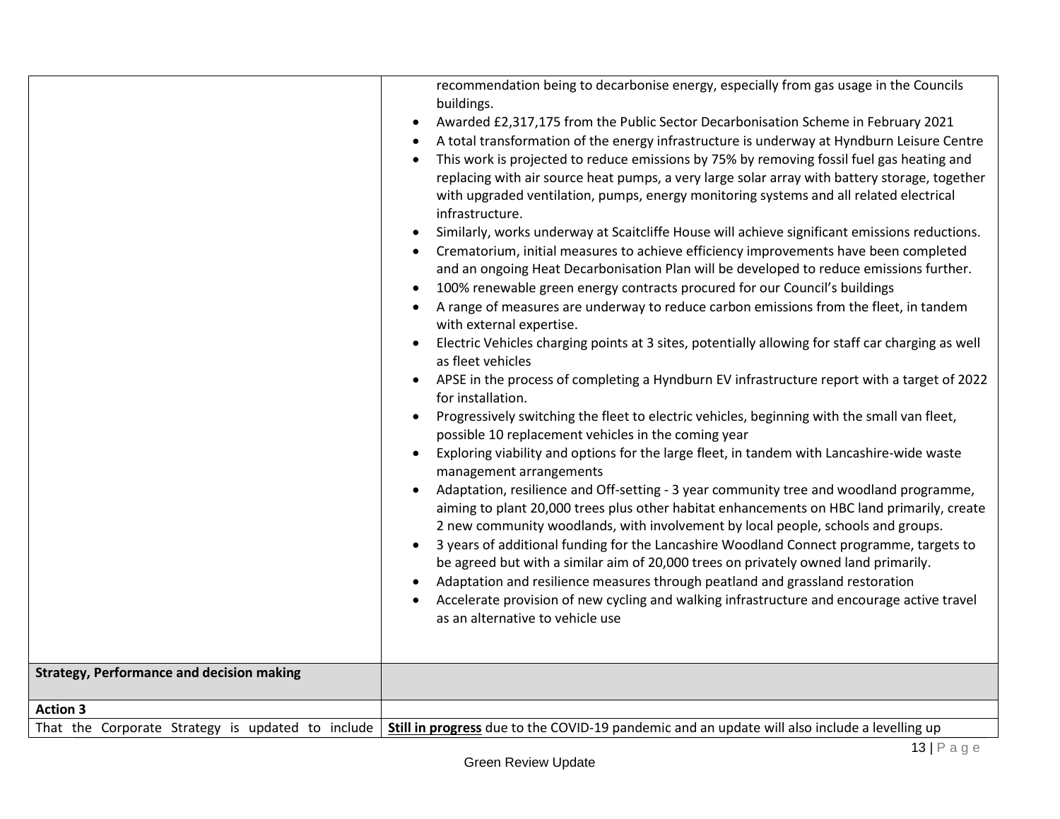| | |
|---|---|
| | recommendation being to decarbonise energy, especially from gas usage in the Councils buildings.<br>• Awarded £2,317,175 from the Public Sector Decarbonisation Scheme in February 2021<br>• A total transformation of the energy infrastructure is underway at Hyndburn Leisure Centre<br>• This work is projected to reduce emissions by 75% by removing fossil fuel gas heating and replacing with air source heat pumps, a very large solar array with battery storage, together with upgraded ventilation, pumps, energy monitoring systems and all related electrical infrastructure.<br>• Similarly, works underway at Scaitcliffe House will achieve significant emissions reductions.<br>• Crematorium, initial measures to achieve efficiency improvements have been completed and an ongoing Heat Decarbonisation Plan will be developed to reduce emissions further.<br>• 100% renewable green energy contracts procured for our Council's buildings<br>• A range of measures are underway to reduce carbon emissions from the fleet, in tandem with external expertise.<br>• Electric Vehicles charging points at 3 sites, potentially allowing for staff car charging as well as fleet vehicles<br>• APSE in the process of completing a Hyndburn EV infrastructure report with a target of 2022 for installation.<br>• Progressively switching the fleet to electric vehicles, beginning with the small van fleet, possible 10 replacement vehicles in the coming year<br>• Exploring viability and options for the large fleet, in tandem with Lancashire-wide waste management arrangements<br>• Adaptation, resilience and Off-setting - 3 year community tree and woodland programme, aiming to plant 20,000 trees plus other habitat enhancements on HBC land primarily, create 2 new community woodlands, with involvement by local people, schools and groups.<br>• 3 years of additional funding for the Lancashire Woodland Connect programme, targets to be agreed but with a similar aim of 20,000 trees on privately owned land primarily.<br>• Adaptation and resilience measures through peatland and grassland restoration<br>• Accelerate provision of new cycling and walking infrastructure and encourage active travel as an alternative to vehicle use |
| **Strategy, Performance and decision making** | |
| **Action 3** | |
| That the Corporate Strategy is updated to include | **Still in progress** due to the COVID-19 pandemic and an update will also include a levelling up |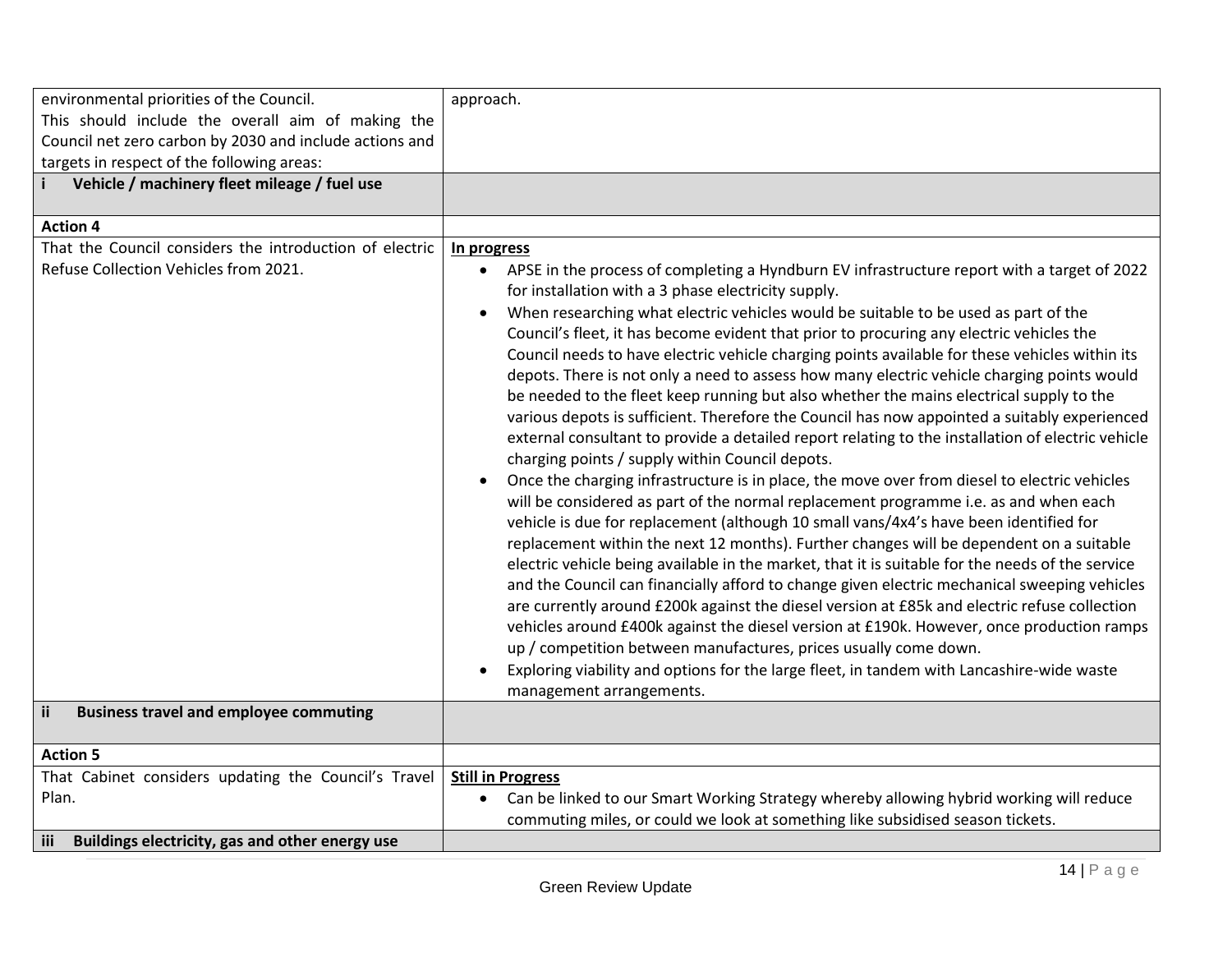| | |
|---|---|
| environmental priorities of the Council.<br>This should include the overall aim of making the Council net zero carbon by 2030 and include actions and targets in respect of the following areas: | approach. |
| **i Vehicle / machinery fleet mileage / fuel use** | |
| **Action 4** | |
| That the Council considers the introduction of electric Refuse Collection Vehicles from 2021. | **In progress**<br>• APSE in the process of completing a Hyndburn EV infrastructure report with a target of 2022 for installation with a 3 phase electricity supply.<br>• When researching what electric vehicles would be suitable to be used as part of the Council's fleet, it has become evident that prior to procuring any electric vehicles the Council needs to have electric vehicle charging points available for these vehicles within its depots. There is not only a need to assess how many electric vehicle charging points would be needed to the fleet keep running but also whether the mains electrical supply to the various depots is sufficient. Therefore the Council has now appointed a suitably experienced external consultant to provide a detailed report relating to the installation of electric vehicle charging points / supply within Council depots.<br>• Once the charging infrastructure is in place, the move over from diesel to electric vehicles will be considered as part of the normal replacement programme i.e. as and when each vehicle is due for replacement (although 10 small vans/4x4's have been identified for replacement within the next 12 months). Further changes will be dependent on a suitable electric vehicle being available in the market, that it is suitable for the needs of the service and the Council can financially afford to change given electric mechanical sweeping vehicles are currently around £200k against the diesel version at £85k and electric refuse collection vehicles around £400k against the diesel version at £190k. However, once production ramps up / competition between manufactures, prices usually come down.<br>• Exploring viability and options for the large fleet, in tandem with Lancashire-wide waste management arrangements. |
| **ii Business travel and employee commuting** | |
| **Action 5** | |
| That Cabinet considers updating the Council's Travel Plan. | **Still in Progress**<br>• Can be linked to our Smart Working Strategy whereby allowing hybrid working will reduce commuting miles, or could we look at something like subsidised season tickets. |
| **iii Buildings electricity, gas and other energy use** | |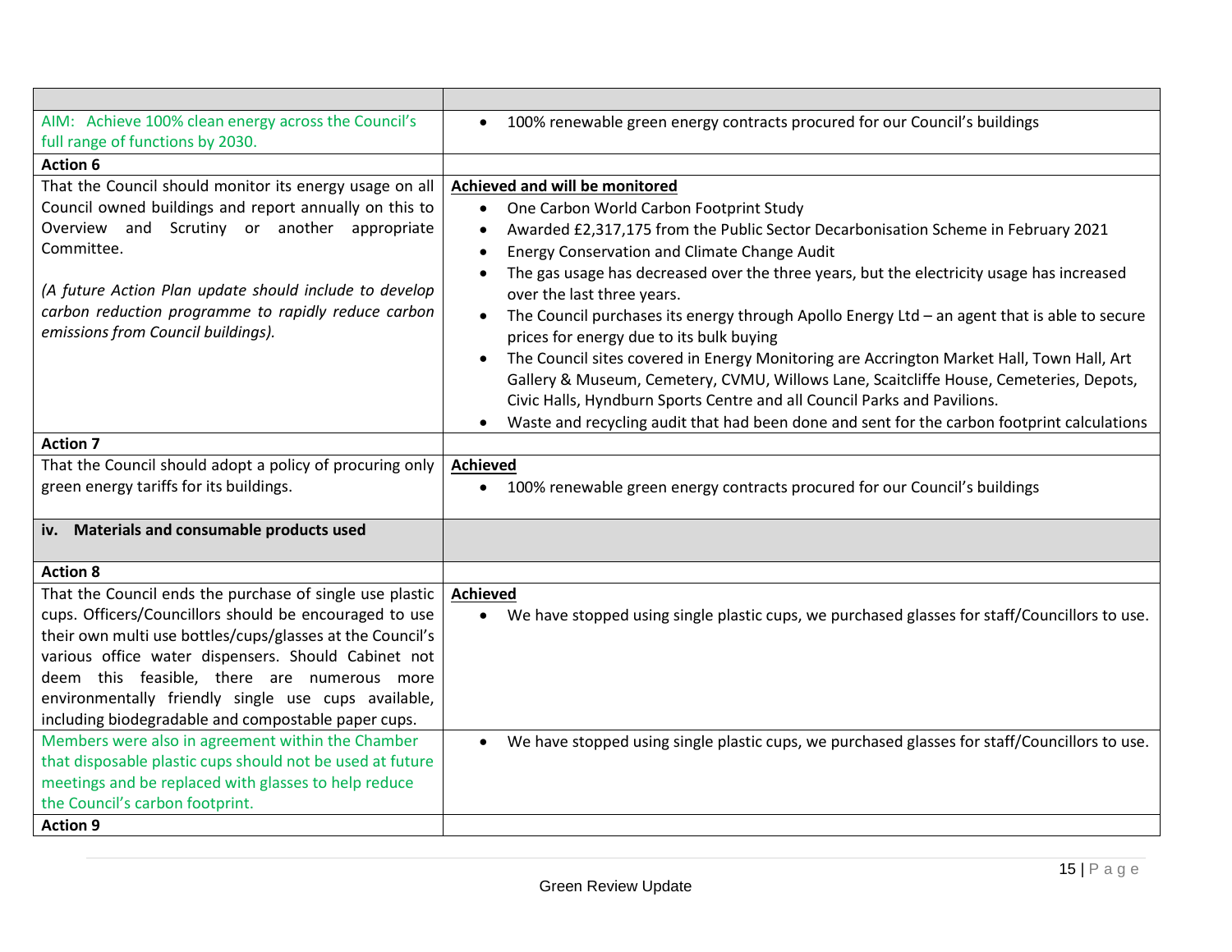| | |
|---|---|
| AIM: Achieve 100% clean energy across the Council's full range of functions by 2030. | • 100% renewable green energy contracts procured for our Council's buildings |
| **Action 6** | |
| That the Council should monitor its energy usage on all Council owned buildings and report annually on this to Overview and Scrutiny or another appropriate Committee.<br><br>*(A future Action Plan update should include to develop carbon reduction programme to rapidly reduce carbon emissions from Council buildings).* | **Achieved and will be monitored**<br>• One Carbon World Carbon Footprint Study<br>• Awarded £2,317,175 from the Public Sector Decarbonisation Scheme in February 2021<br>• Energy Conservation and Climate Change Audit<br>• The gas usage has decreased over the three years, but the electricity usage has increased over the last three years.<br>• The Council purchases its energy through Apollo Energy Ltd – an agent that is able to secure prices for energy due to its bulk buying<br>• The Council sites covered in Energy Monitoring are Accrington Market Hall, Town Hall, Art Gallery & Museum, Cemetery, CVMU, Willows Lane, Scaitcliffe House, Cemeteries, Depots, Civic Halls, Hyndburn Sports Centre and all Council Parks and Pavilions.<br>• Waste and recycling audit that had been done and sent for the carbon footprint calculations |
| **Action 7** | |
| That the Council should adopt a policy of procuring only green energy tariffs for its buildings. | **Achieved**<br>• 100% renewable green energy contracts procured for our Council's buildings |
| **iv. Materials and consumable products used** | |
| **Action 8** | |
| That the Council ends the purchase of single use plastic cups. Officers/Councillors should be encouraged to use their own multi use bottles/cups/glasses at the Council's various office water dispensers. Should Cabinet not deem this feasible, there are numerous more environmentally friendly single use cups available, including biodegradable and compostable paper cups. | **Achieved**<br>• We have stopped using single plastic cups, we purchased glasses for staff/Councillors to use. |
| Members were also in agreement within the Chamber that disposable plastic cups should not be used at future meetings and be replaced with glasses to help reduce the Council's carbon footprint. | • We have stopped using single plastic cups, we purchased glasses for staff/Councillors to use. |
| **Action 9** | |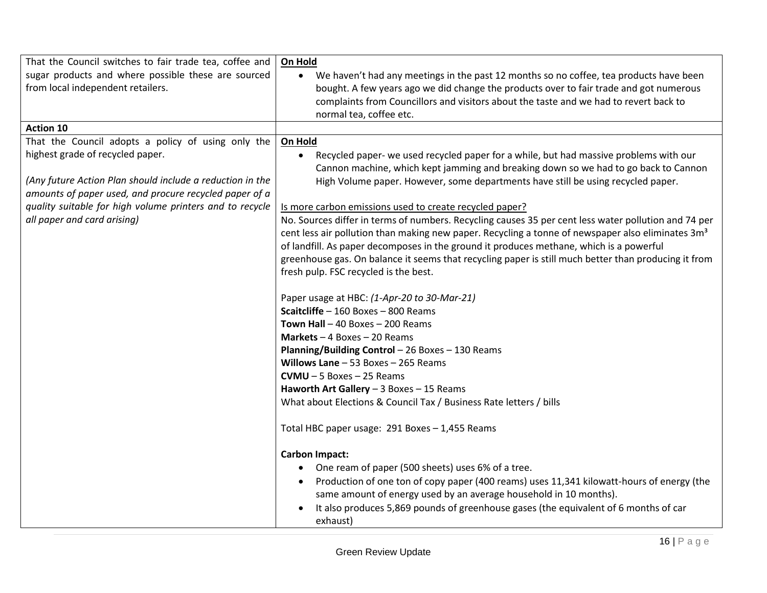| | |
|---|---|
| That the Council switches to fair trade tea, coffee and sugar products and where possible these are sourced from local independent retailers. | **On Hold**<br>• We haven't had any meetings in the past 12 months so no coffee, tea products have been bought. A few years ago we did change the products over to fair trade and got numerous complaints from Councillors and visitors about the taste and we had to revert back to normal tea, coffee etc. |
| **Action 10** | |
| That the Council adopts a policy of using only the highest grade of recycled paper.<br><br>*(Any future Action Plan should include a reduction in the amounts of paper used, and procure recycled paper of a quality suitable for high volume printers and to recycle all paper and card arising)* | **On Hold**<br>• Recycled paper- we used recycled paper for a while, but had massive problems with our Cannon machine, which kept jamming and breaking down so we had to go back to Cannon High Volume paper. However, some departments have still be using recycled paper.<br><br>Is more carbon emissions used to create recycled paper?<br>No. Sources differ in terms of numbers. Recycling causes 35 per cent less water pollution and 74 per cent less air pollution than making new paper. Recycling a tonne of newspaper also eliminates $3m^3$ of landfill. As paper decomposes in the ground it produces methane, which is a powerful greenhouse gas. On balance it seems that recycling paper is still much better than producing it from fresh pulp. FSC recycled is the best.<br><br>Paper usage at HBC: *(1-Apr-20 to 30-Mar-21)*<br>**Scaitcliffe** – 160 Boxes – 800 Reams<br>**Town Hall** – 40 Boxes – 200 Reams<br>**Markets** – 4 Boxes – 20 Reams<br>**Planning/Building Control** – 26 Boxes – 130 Reams<br>**Willows Lane** – 53 Boxes – 265 Reams<br>**CVMU** – 5 Boxes – 25 Reams<br>**Haworth Art Gallery** – 3 Boxes – 15 Reams<br>What about Elections & Council Tax / Business Rate letters / bills<br><br>Total HBC paper usage: 291 Boxes – 1,455 Reams<br><br>**Carbon Impact:**<br>• One ream of paper (500 sheets) uses 6% of a tree.<br>• Production of one ton of copy paper (400 reams) uses 11,341 kilowatt-hours of energy (the same amount of energy used by an average household in 10 months).<br>• It also produces 5,869 pounds of greenhouse gases (the equivalent of 6 months of car exhaust) |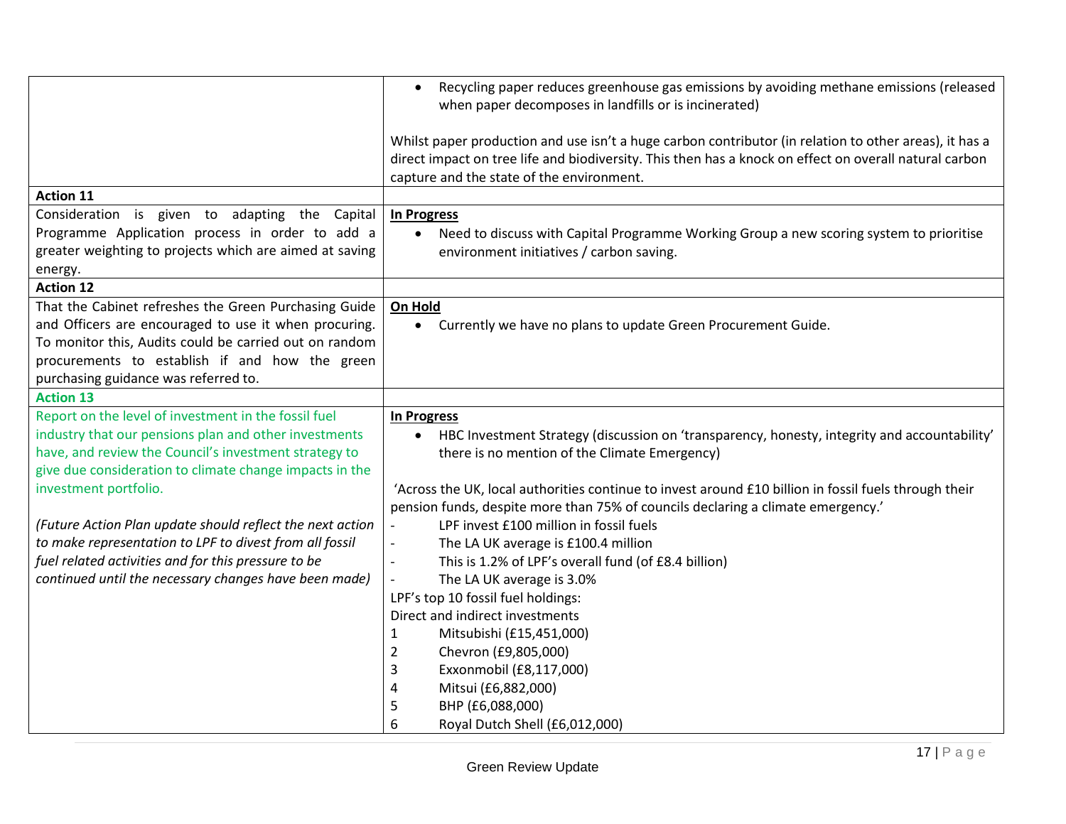| | |
|---|---|
| | • Recycling paper reduces greenhouse gas emissions by avoiding methane emissions (released when paper decomposes in landfills or is incinerated)<br><br>Whilst paper production and use isn't a huge carbon contributor (in relation to other areas), it has a direct impact on tree life and biodiversity. This then has a knock on effect on overall natural carbon capture and the state of the environment. |
| **Action 11** | |
| Consideration is given to adapting the Capital Programme Application process in order to add a greater weighting to projects which are aimed at saving energy. | **In Progress**<br>• Need to discuss with Capital Programme Working Group a new scoring system to prioritise environment initiatives / carbon saving. |
| **Action 12** | |
| That the Cabinet refreshes the Green Purchasing Guide and Officers are encouraged to use it when procuring. To monitor this, Audits could be carried out on random procurements to establish if and how the green purchasing guidance was referred to. | **On Hold**<br>• Currently we have no plans to update Green Procurement Guide. |
| **Action 13** | |
| Report on the level of investment in the fossil fuel industry that our pensions plan and other investments have, and review the Council's investment strategy to give due consideration to climate change impacts in the investment portfolio.<br><br>*(Future Action Plan update should reflect the next action to make representation to LPF to divest from all fossil fuel related activities and for this pressure to be continued until the necessary changes have been made)* | **In Progress**<br>• HBC Investment Strategy (discussion on 'transparency, honesty, integrity and accountability' there is no mention of the Climate Emergency)<br><br>'Across the UK, local authorities continue to invest around £10 billion in fossil fuels through their pension funds, despite more than 75% of councils declaring a climate emergency.'<br>- LPF invest £100 million in fossil fuels<br>- The LA UK average is £100.4 million<br>- This is 1.2% of LPF's overall fund (of £8.4 billion)<br>- The LA UK average is 3.0%<br>LPF's top 10 fossil fuel holdings:<br>Direct and indirect investments<br>1 Mitsubishi (£15,451,000)<br>2 Chevron (£9,805,000)<br>3 Exxonmobil (£8,117,000)<br>4 Mitsui (£6,882,000)<br>5 BHP (£6,088,000)<br>6 Royal Dutch Shell (£6,012,000) |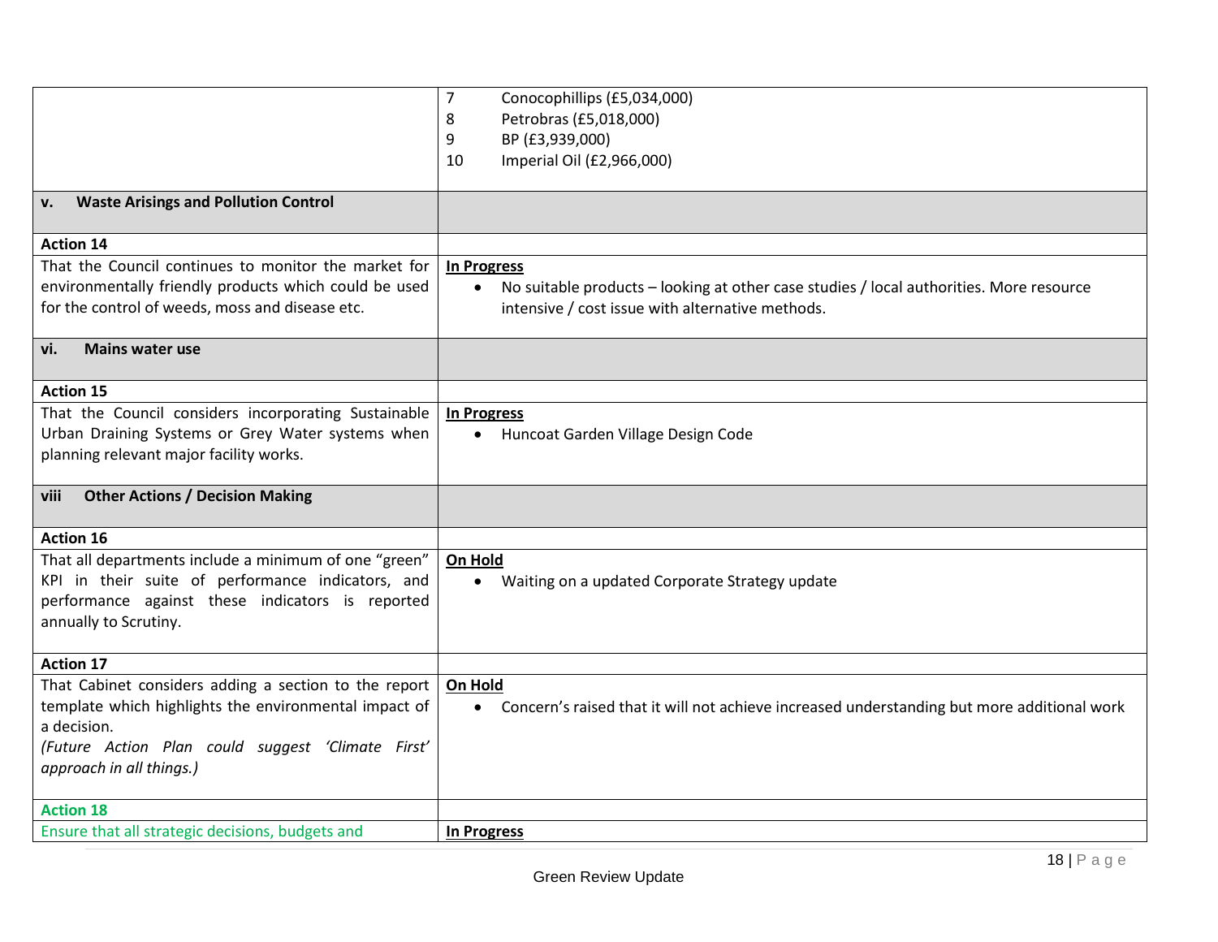| | |
|---|---|
| | 7 Conocophillips (£5,034,000)<br>8 Petrobras (£5,018,000)<br>9 BP (£3,939,000)<br>10 Imperial Oil (£2,966,000) |
| **v. Waste Arisings and Pollution Control** | |
| **Action 14** | |
| That the Council continues to monitor the market for environmentally friendly products which could be used for the control of weeds, moss and disease etc. | **In Progress**<br>• No suitable products – looking at other case studies / local authorities. More resource intensive / cost issue with alternative methods. |
| **vi. Mains water use** | |
| **Action 15** | |
| That the Council considers incorporating Sustainable Urban Draining Systems or Grey Water systems when planning relevant major facility works. | **In Progress**<br>• Huncoat Garden Village Design Code |
| **viii Other Actions / Decision Making** | |
| **Action 16** | |
| That all departments include a minimum of one "green" KPI in their suite of performance indicators, and performance against these indicators is reported annually to Scrutiny. | **On Hold**<br>• Waiting on a updated Corporate Strategy update |
| **Action 17** | |
| That Cabinet considers adding a section to the report template which highlights the environmental impact of a decision.<br>*(Future Action Plan could suggest 'Climate First' approach in all things.)* | **On Hold**<br>• Concern's raised that it will not achieve increased understanding but more additional work |
| **Action 18** | |
| Ensure that all strategic decisions, budgets and | **In Progress** |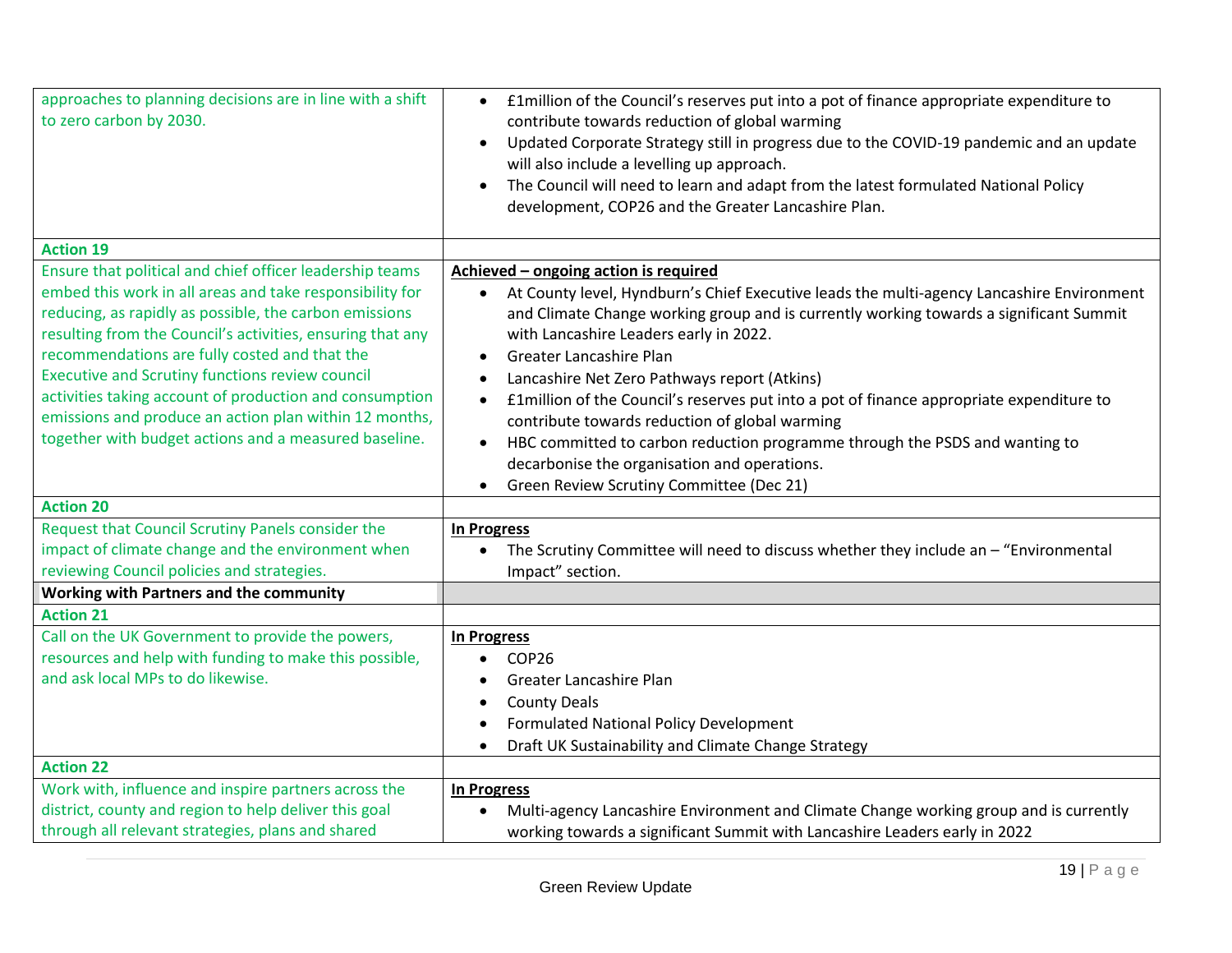| | |
|---|---|
| approaches to planning decisions are in line with a shift to zero carbon by 2030. | • £1million of the Council's reserves put into a pot of finance appropriate expenditure to contribute towards reduction of global warming<br>• Updated Corporate Strategy still in progress due to the COVID-19 pandemic and an update will also include a levelling up approach.<br>• The Council will need to learn and adapt from the latest formulated National Policy development, COP26 and the Greater Lancashire Plan. |
| **Action 19** | |
| Ensure that political and chief officer leadership teams embed this work in all areas and take responsibility for reducing, as rapidly as possible, the carbon emissions resulting from the Council's activities, ensuring that any recommendations are fully costed and that the Executive and Scrutiny functions review council activities taking account of production and consumption emissions and produce an action plan within 12 months, together with budget actions and a measured baseline. | **Achieved – ongoing action is required**<br>• At County level, Hyndburn's Chief Executive leads the multi-agency Lancashire Environment and Climate Change working group and is currently working towards a significant Summit with Lancashire Leaders early in 2022.<br>• Greater Lancashire Plan<br>• Lancashire Net Zero Pathways report (Atkins)<br>• £1million of the Council's reserves put into a pot of finance appropriate expenditure to contribute towards reduction of global warming<br>• HBC committed to carbon reduction programme through the PSDS and wanting to decarbonise the organisation and operations.<br>• Green Review Scrutiny Committee (Dec 21) |
| **Action 20** | |
| Request that Council Scrutiny Panels consider the impact of climate change and the environment when reviewing Council policies and strategies. | **In Progress**<br>• The Scrutiny Committee will need to discuss whether they include an – "Environmental Impact" section. |
| **Working with Partners and the community** | |
| **Action 21** | |
| Call on the UK Government to provide the powers, resources and help with funding to make this possible, and ask local MPs to do likewise. | **In Progress**<br>• COP26<br>• Greater Lancashire Plan<br>• County Deals<br>• Formulated National Policy Development<br>• Draft UK Sustainability and Climate Change Strategy |
| **Action 22** | |
| Work with, influence and inspire partners across the district, county and region to help deliver this goal through all relevant strategies, plans and shared | **In Progress**<br>• Multi-agency Lancashire Environment and Climate Change working group and is currently working towards a significant Summit with Lancashire Leaders early in 2022 |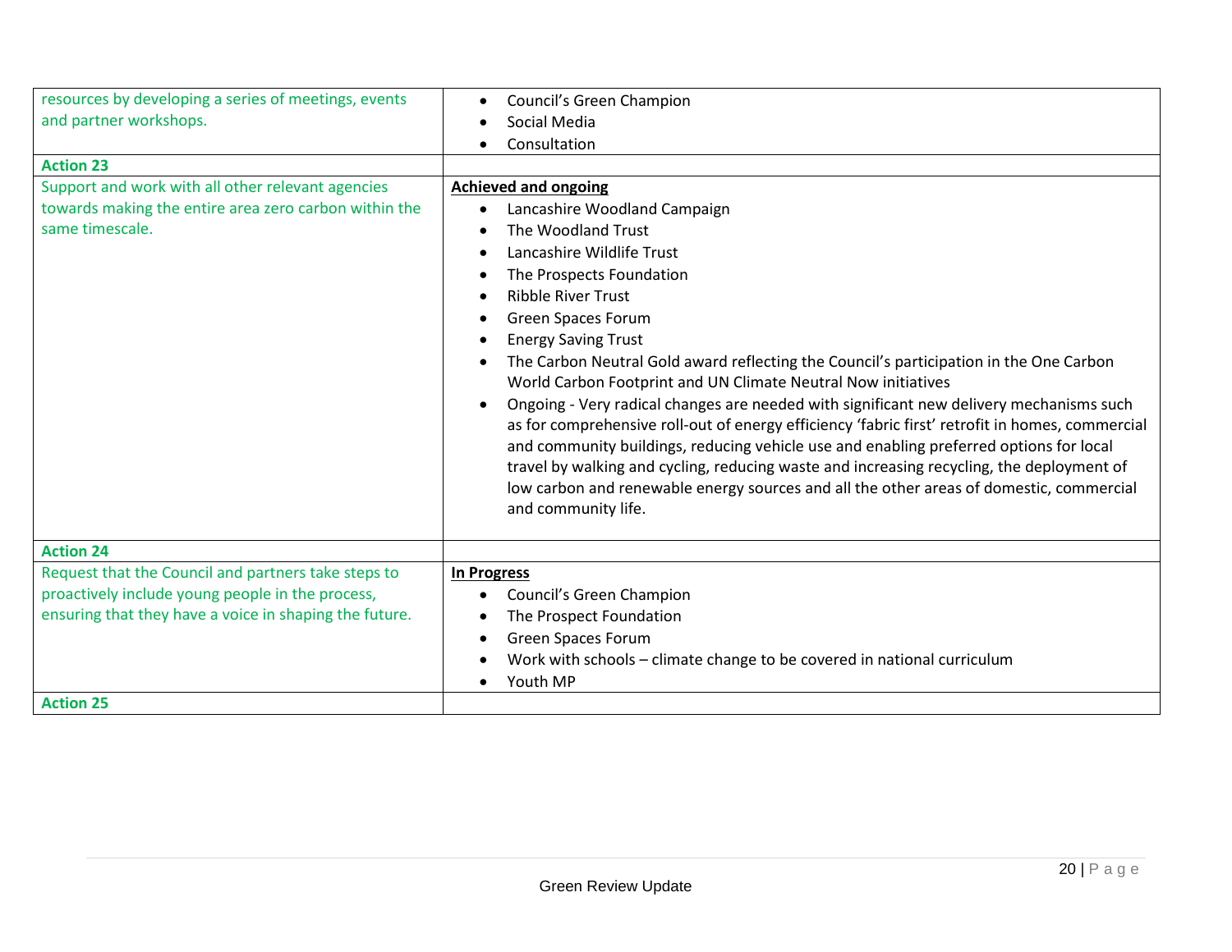| | |
|---|---|
| resources by developing a series of meetings, events and partner workshops. | • Council's Green Champion<br>• Social Media<br>• Consultation |
| **Action 23** | |
| Support and work with all other relevant agencies towards making the entire area zero carbon within the same timescale. | **<u>Achieved and ongoing</u>**<br>• Lancashire Woodland Campaign<br>• The Woodland Trust<br>• Lancashire Wildlife Trust<br>• The Prospects Foundation<br>• Ribble River Trust<br>• Green Spaces Forum<br>• Energy Saving Trust<br>• The Carbon Neutral Gold award reflecting the Council's participation in the One Carbon World Carbon Footprint and UN Climate Neutral Now initiatives<br>• Ongoing - Very radical changes are needed with significant new delivery mechanisms such as for comprehensive roll-out of energy efficiency 'fabric first' retrofit in homes, commercial and community buildings, reducing vehicle use and enabling preferred options for local travel by walking and cycling, reducing waste and increasing recycling, the deployment of low carbon and renewable energy sources and all the other areas of domestic, commercial and community life. |
| **Action 24** | |
| Request that the Council and partners take steps to proactively include young people in the process, ensuring that they have a voice in shaping the future. | **<u>In Progress</u>**<br>• Council's Green Champion<br>• The Prospect Foundation<br>• Green Spaces Forum<br>• Work with schools – climate change to be covered in national curriculum<br>• Youth MP |
| **Action 25** | |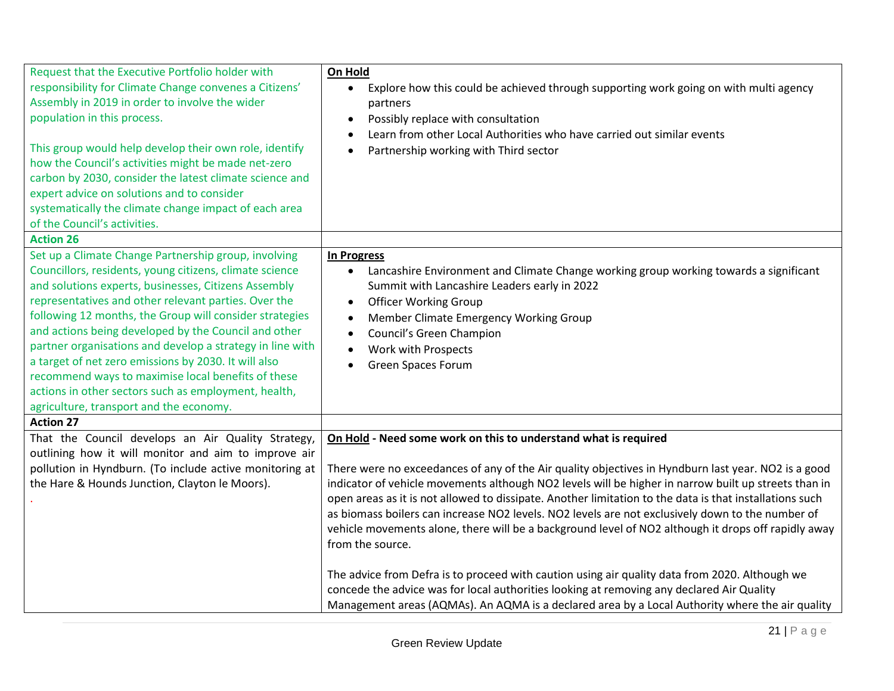| | |
|---|---|
| Request that the Executive Portfolio holder with responsibility for Climate Change convenes a Citizens' Assembly in 2019 in order to involve the wider population in this process.<br><br>This group would help develop their own role, identify how the Council's activities might be made net-zero carbon by 2030, consider the latest climate science and expert advice on solutions and to consider systematically the climate change impact of each area of the Council's activities. | **On Hold**<br>• Explore how this could be achieved through supporting work going on with multi agency partners<br>• Possibly replace with consultation<br>• Learn from other Local Authorities who have carried out similar events<br>• Partnership working with Third sector |
| **Action 26** | |
| Set up a Climate Change Partnership group, involving Councillors, residents, young citizens, climate science and solutions experts, businesses, Citizens Assembly representatives and other relevant parties. Over the following 12 months, the Group will consider strategies and actions being developed by the Council and other partner organisations and develop a strategy in line with a target of net zero emissions by 2030. It will also recommend ways to maximise local benefits of these actions in other sectors such as employment, health, agriculture, transport and the economy. | **In Progress**<br>• Lancashire Environment and Climate Change working group working towards a significant Summit with Lancashire Leaders early in 2022<br>• Officer Working Group<br>• Member Climate Emergency Working Group<br>• Council's Green Champion<br>• Work with Prospects<br>• Green Spaces Forum |
| **Action 27** | |
| That the Council develops an Air Quality Strategy, outlining how it will monitor and aim to improve air pollution in Hyndburn. (To include active monitoring at the Hare & Hounds Junction, Clayton le Moors).<br>. | **On Hold - Need some work on this to understand what is required**<br><br>There were no exceedances of any of the Air quality objectives in Hyndburn last year. NO2 is a good indicator of vehicle movements although NO2 levels will be higher in narrow built up streets than in open areas as it is not allowed to dissipate. Another limitation to the data is that installations such as biomass boilers can increase NO2 levels. NO2 levels are not exclusively down to the number of vehicle movements alone, there will be a background level of NO2 although it drops off rapidly away from the source.<br><br>The advice from Defra is to proceed with caution using air quality data from 2020. Although we concede the advice was for local authorities looking at removing any declared Air Quality Management areas (AQMAs). An AQMA is a declared area by a Local Authority where the air quality |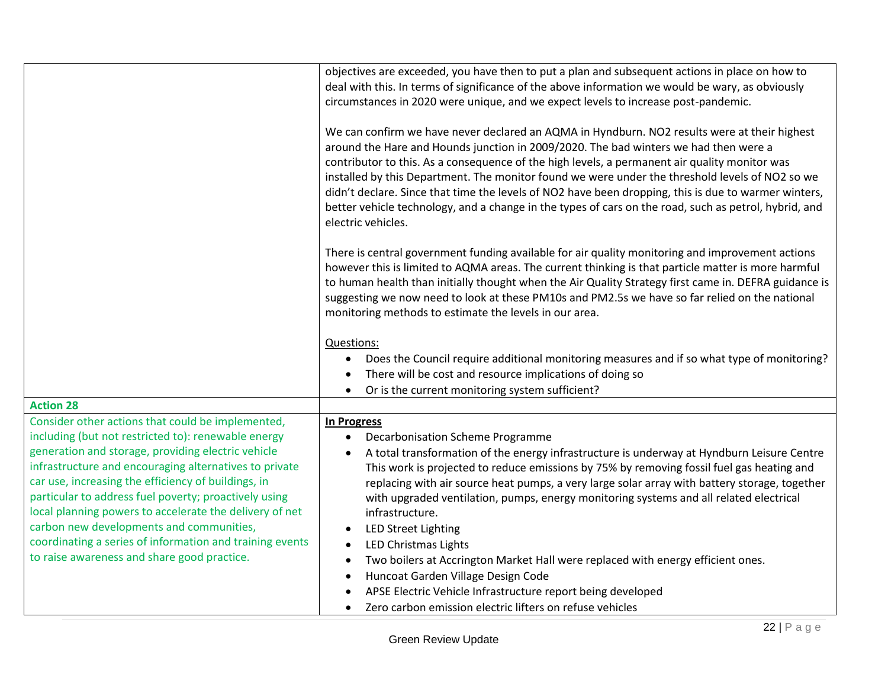| | |
|---|---|
| | objectives are exceeded, you have then to put a plan and subsequent actions in place on how to deal with this. In terms of significance of the above information we would be wary, as obviously circumstances in 2020 were unique, and we expect levels to increase post-pandemic.<br><br>We can confirm we have never declared an AQMA in Hyndburn. NO2 results were at their highest around the Hare and Hounds junction in 2009/2020. The bad winters we had then were a contributor to this. As a consequence of the high levels, a permanent air quality monitor was installed by this Department. The monitor found we were under the threshold levels of NO2 so we didn't declare. Since that time the levels of NO2 have been dropping, this is due to warmer winters, better vehicle technology, and a change in the types of cars on the road, such as petrol, hybrid, and electric vehicles.<br><br>There is central government funding available for air quality monitoring and improvement actions however this is limited to AQMA areas. The current thinking is that particle matter is more harmful to human health than initially thought when the Air Quality Strategy first came in. DEFRA guidance is suggesting we now need to look at these PM10s and PM2.5s we have so far relied on the national monitoring methods to estimate the levels in our area.<br><br>Questions:<br>• Does the Council require additional monitoring measures and if so what type of monitoring?<br>• There will be cost and resource implications of doing so<br>• Or is the current monitoring system sufficient? |
| **Action 28** | |
| Consider other actions that could be implemented, including (but not restricted to): renewable energy generation and storage, providing electric vehicle infrastructure and encouraging alternatives to private car use, increasing the efficiency of buildings, in particular to address fuel poverty; proactively using local planning powers to accelerate the delivery of net carbon new developments and communities, coordinating a series of information and training events to raise awareness and share good practice. | **In Progress**<br>• Decarbonisation Scheme Programme<br>• A total transformation of the energy infrastructure is underway at Hyndburn Leisure Centre This work is projected to reduce emissions by 75% by removing fossil fuel gas heating and replacing with air source heat pumps, a very large solar array with battery storage, together with upgraded ventilation, pumps, energy monitoring systems and all related electrical infrastructure.<br>• LED Street Lighting<br>• LED Christmas Lights<br>• Two boilers at Accrington Market Hall were replaced with energy efficient ones.<br>• Huncoat Garden Village Design Code<br>• APSE Electric Vehicle Infrastructure report being developed<br>• Zero carbon emission electric lifters on refuse vehicles |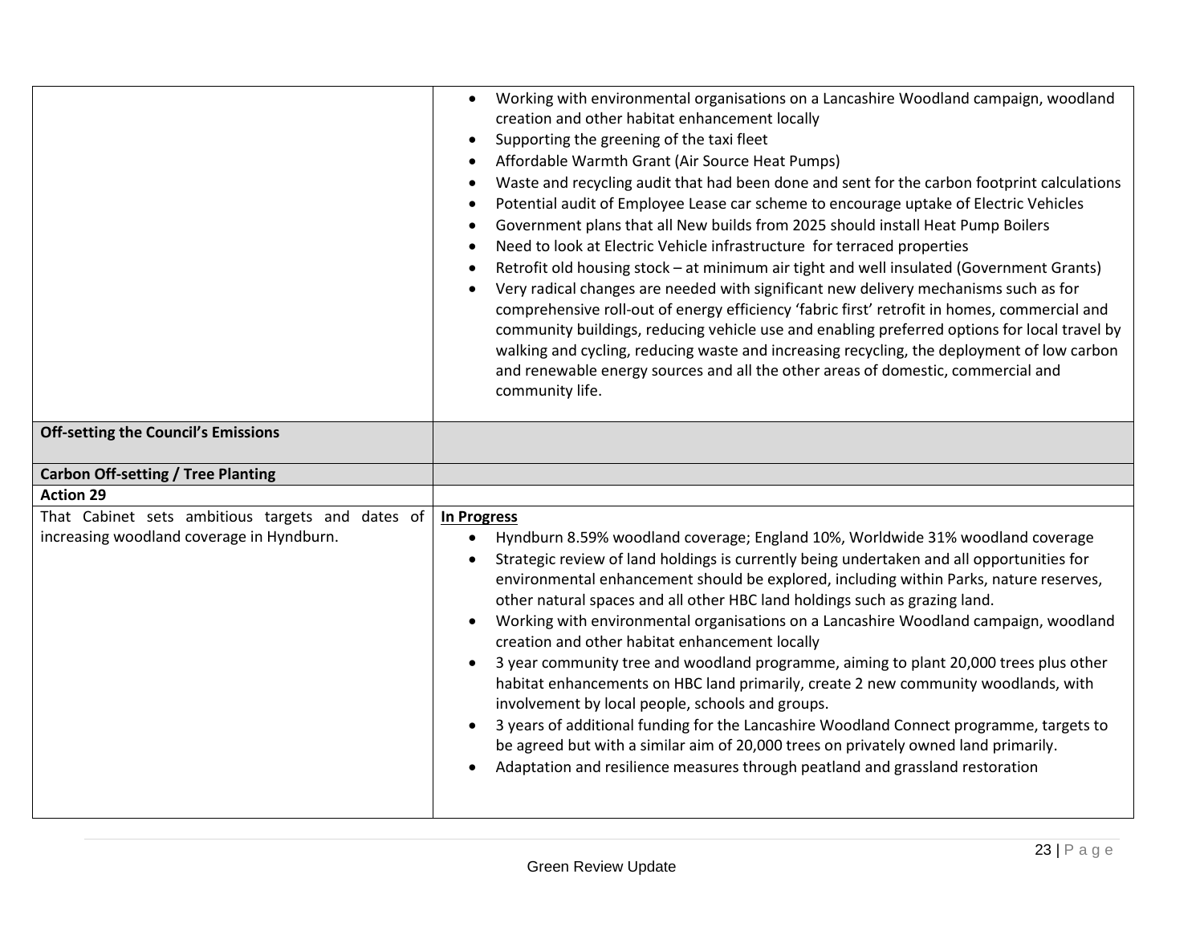| | |
|---|---|
| | • Working with environmental organisations on a Lancashire Woodland campaign, woodland creation and other habitat enhancement locally<br>• Supporting the greening of the taxi fleet<br>• Affordable Warmth Grant (Air Source Heat Pumps)<br>• Waste and recycling audit that had been done and sent for the carbon footprint calculations<br>• Potential audit of Employee Lease car scheme to encourage uptake of Electric Vehicles<br>• Government plans that all New builds from 2025 should install Heat Pump Boilers<br>• Need to look at Electric Vehicle infrastructure for terraced properties<br>• Retrofit old housing stock – at minimum air tight and well insulated (Government Grants)<br>• Very radical changes are needed with significant new delivery mechanisms such as for comprehensive roll-out of energy efficiency 'fabric first' retrofit in homes, commercial and community buildings, reducing vehicle use and enabling preferred options for local travel by walking and cycling, reducing waste and increasing recycling, the deployment of low carbon and renewable energy sources and all the other areas of domestic, commercial and community life. |
| **Off-setting the Council's Emissions** | |
| **Carbon Off-setting / Tree Planting** | |
| **Action 29** | |
| That Cabinet sets ambitious targets and dates of increasing woodland coverage in Hyndburn. | **In Progress**<br>• Hyndburn 8.59% woodland coverage; England 10%, Worldwide 31% woodland coverage<br>• Strategic review of land holdings is currently being undertaken and all opportunities for environmental enhancement should be explored, including within Parks, nature reserves, other natural spaces and all other HBC land holdings such as grazing land.<br>• Working with environmental organisations on a Lancashire Woodland campaign, woodland creation and other habitat enhancement locally<br>• 3 year community tree and woodland programme, aiming to plant 20,000 trees plus other habitat enhancements on HBC land primarily, create 2 new community woodlands, with involvement by local people, schools and groups.<br>• 3 years of additional funding for the Lancashire Woodland Connect programme, targets to be agreed but with a similar aim of 20,000 trees on privately owned land primarily.<br>• Adaptation and resilience measures through peatland and grassland restoration |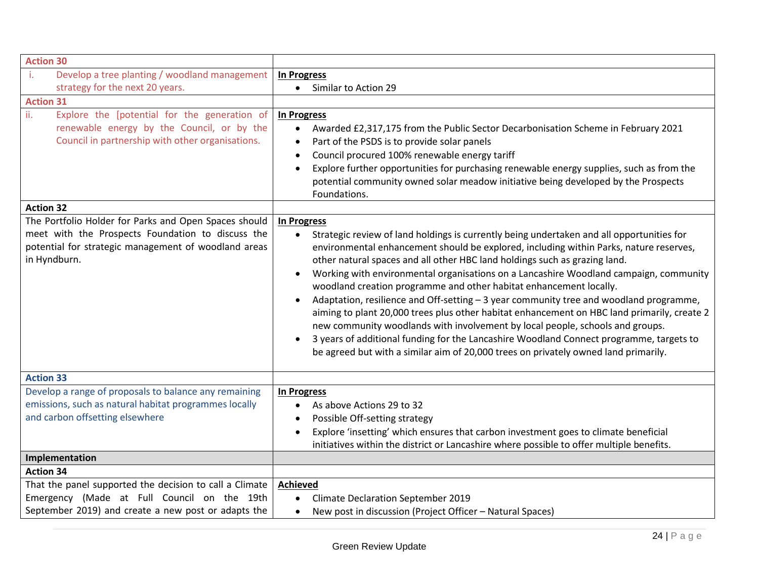| Action 30 | |
|---|---|
| i. Develop a tree planting / woodland management strategy for the next 20 years. | **In Progress**<br>• Similar to Action 29 |
| **Action 31** | |
| ii. Explore the [potential for the generation of renewable energy by the Council, or by the Council in partnership with other organisations. | **In Progress**<br>• Awarded £2,317,175 from the Public Sector Decarbonisation Scheme in February 2021<br>• Part of the PSDS is to provide solar panels<br>• Council procured 100% renewable energy tariff<br>• Explore further opportunities for purchasing renewable energy supplies, such as from the potential community owned solar meadow initiative being developed by the Prospects Foundations. |
| **Action 32** | |
| The Portfolio Holder for Parks and Open Spaces should meet with the Prospects Foundation to discuss the potential for strategic management of woodland areas in Hyndburn. | **In Progress**<br>• Strategic review of land holdings is currently being undertaken and all opportunities for environmental enhancement should be explored, including within Parks, nature reserves, other natural spaces and all other HBC land holdings such as grazing land.<br>• Working with environmental organisations on a Lancashire Woodland campaign, community woodland creation programme and other habitat enhancement locally.<br>• Adaptation, resilience and Off-setting – 3 year community tree and woodland programme, aiming to plant 20,000 trees plus other habitat enhancement on HBC land primarily, create 2 new community woodlands with involvement by local people, schools and groups.<br>• 3 years of additional funding for the Lancashire Woodland Connect programme, targets to be agreed but with a similar aim of 20,000 trees on privately owned land primarily. |
| **Action 33** | |
| Develop a range of proposals to balance any remaining emissions, such as natural habitat programmes locally and carbon offsetting elsewhere | **In Progress**<br>• As above Actions 29 to 32<br>• Possible Off-setting strategy<br>• Explore 'insetting' which ensures that carbon investment goes to climate beneficial initiatives within the district or Lancashire where possible to offer multiple benefits. |
| **Implementation** | |
| **Action 34** | |
| That the panel supported the decision to call a Climate Emergency (Made at Full Council on the 19th September 2019) and create a new post or adapts the | **Achieved**<br>• Climate Declaration September 2019<br>• New post in discussion (Project Officer – Natural Spaces) |

Green Review Update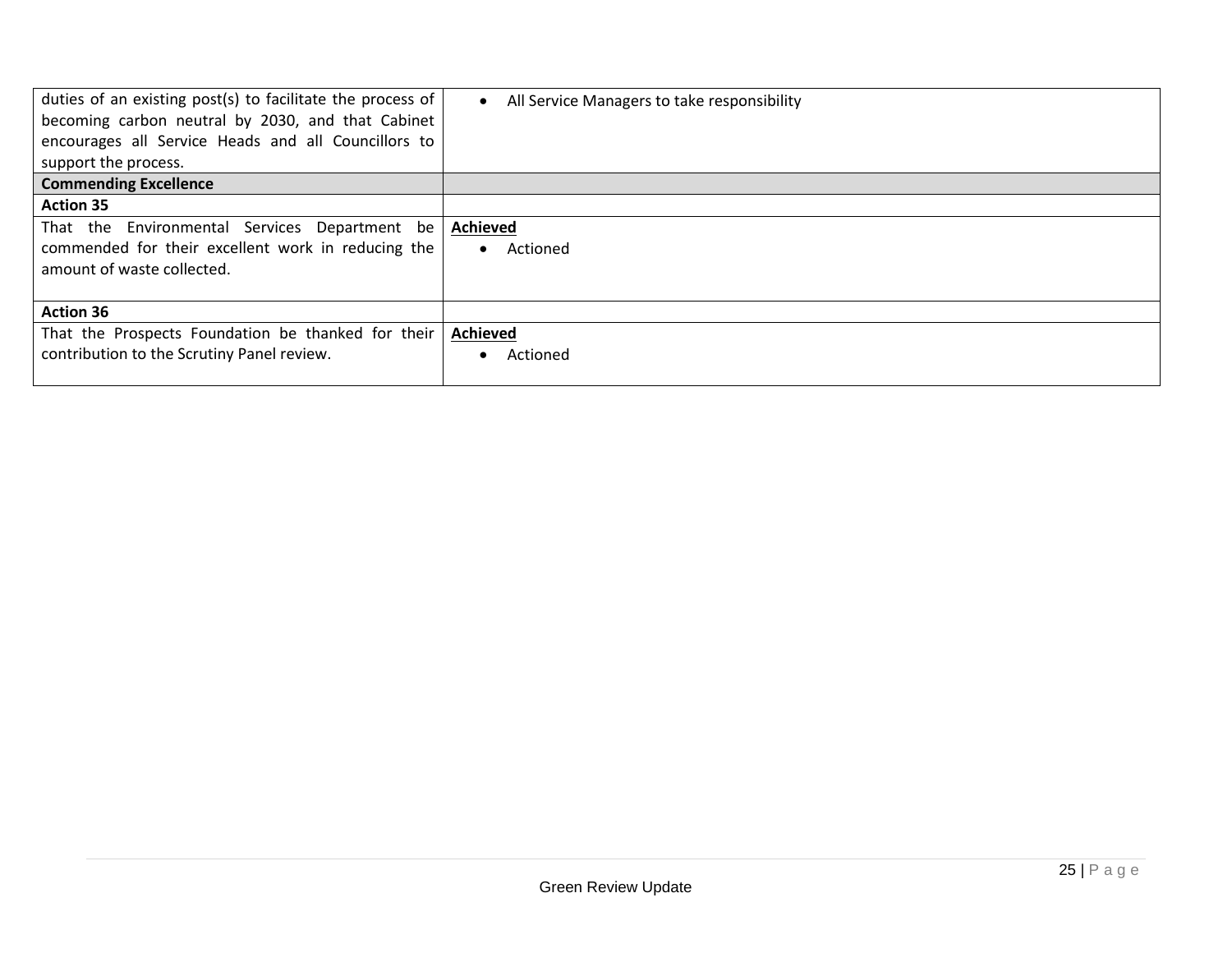| | |
|---|---|
| duties of an existing post(s) to facilitate the process of becoming carbon neutral by 2030, and that Cabinet encourages all Service Heads and all Councillors to support the process. | • All Service Managers to take responsibility |
| **Commending Excellence** | |
| **Action 35** | |
| That the Environmental Services Department be commended for their excellent work in reducing the amount of waste collected. | **Achieved**<br>• Actioned |
| **Action 36** | |
| That the Prospects Foundation be thanked for their contribution to the Scrutiny Panel review. | **Achieved**<br>• Actioned |